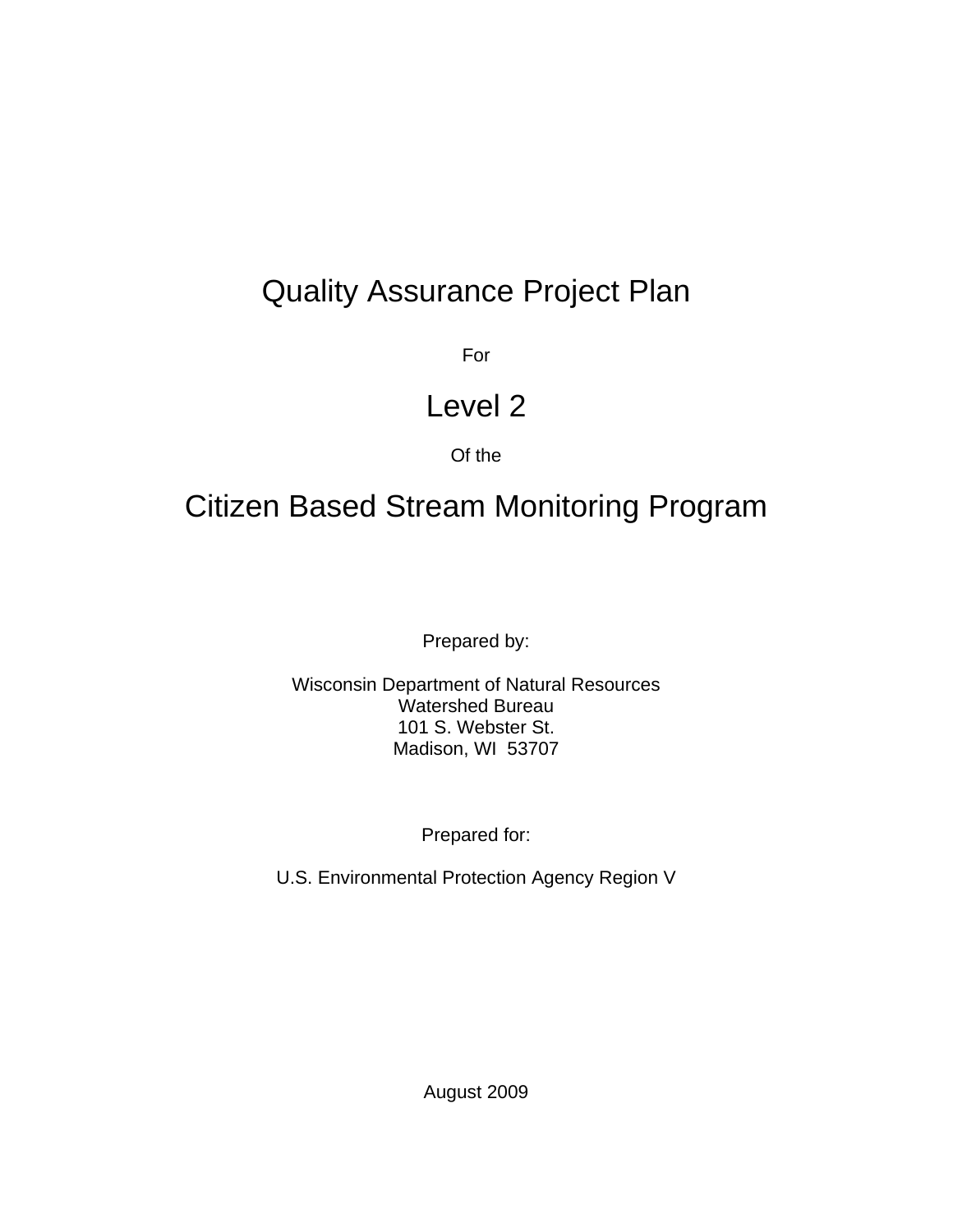# Quality Assurance Project Plan

For

# Level 2

Of the

# Citizen Based Stream Monitoring Program

Prepared by:

Wisconsin Department of Natural Resources
Watershed Bureau
101 S. Webster St.
Madison, WI 53707

Prepared for:

U.S. Environmental Protection Agency Region V

August 2009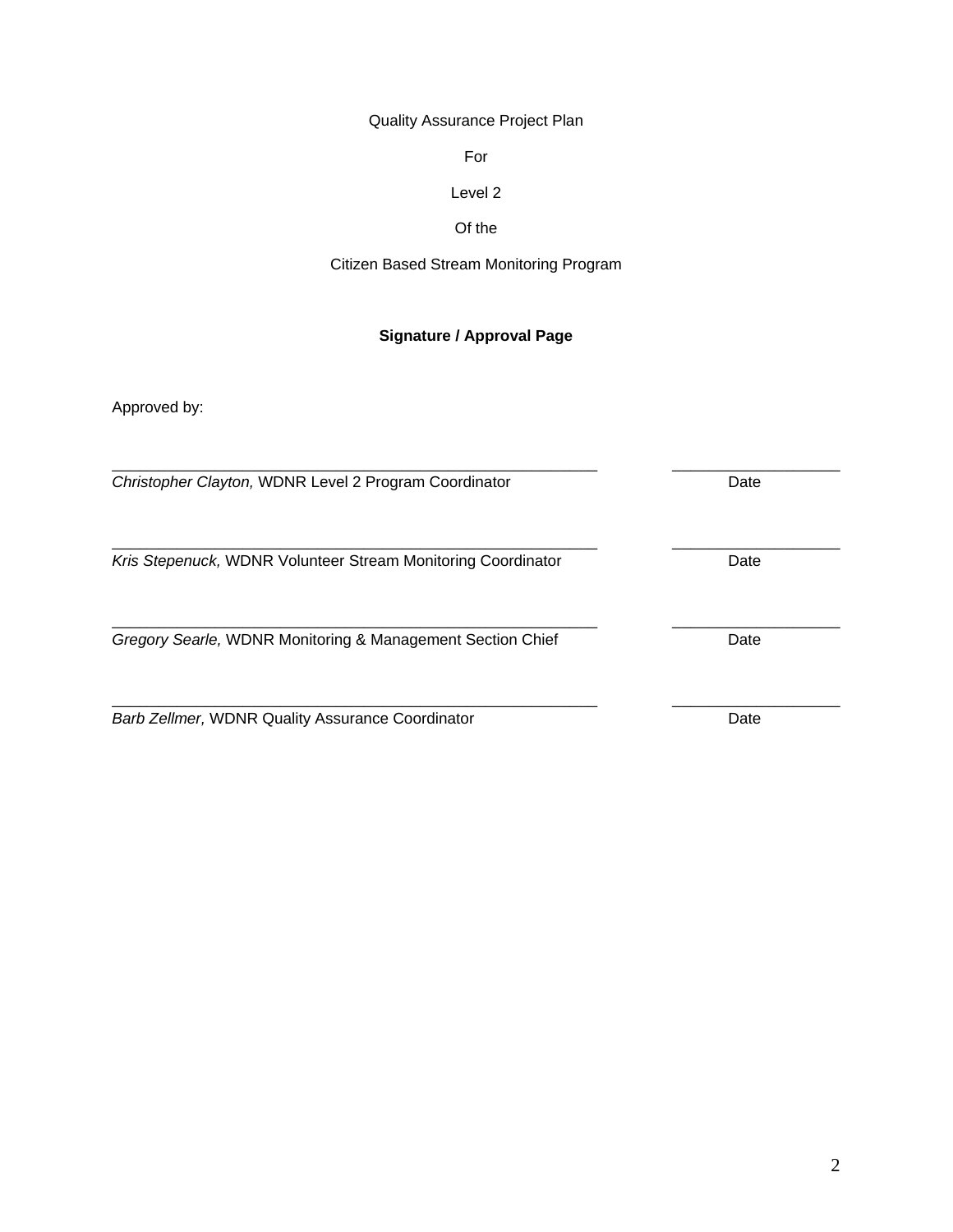Quality Assurance Project Plan

For

Level 2

Of the

Citizen Based Stream Monitoring Program

**Signature / Approval Page**

Approved by:

_______________________________________________________ ___________________

*Christopher Clayton,* WDNR Level 2 Program Coordinator Date

_______________________________________________________ ___________________

*Kris Stepenuck,* WDNR Volunteer Stream Monitoring Coordinator Date

_______________________________________________________ ___________________

*Gregory Searle,* WDNR Monitoring & Management Section Chief Date

_______________________________________________________ ___________________

*Barb Zellmer,* WDNR Quality Assurance Coordinator Date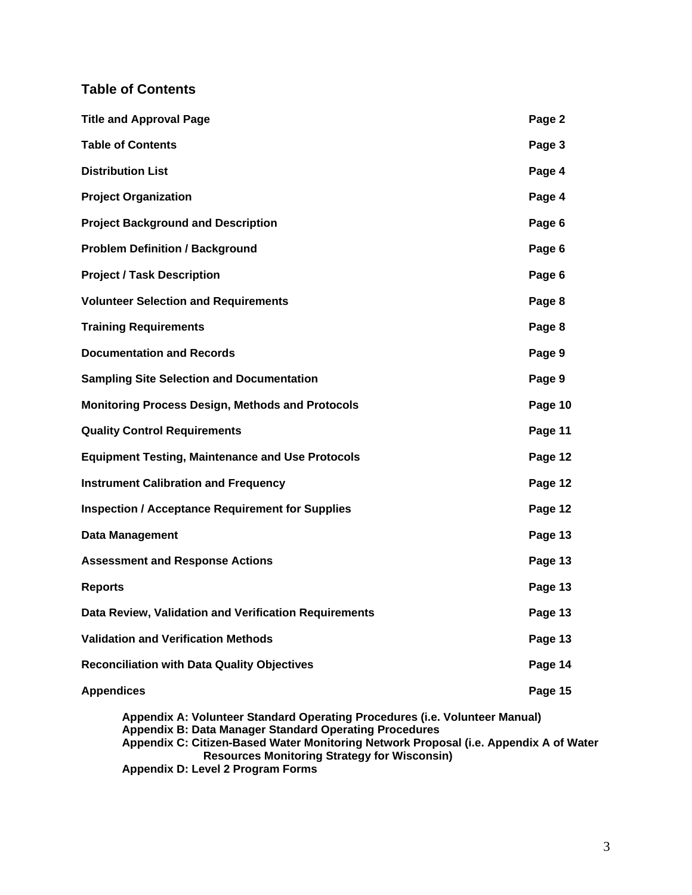## Table of Contents

| | |
|---|---|
| **Title and Approval Page** | **Page 2** |
| **Table of Contents** | **Page 3** |
| **Distribution List** | **Page 4** |
| **Project Organization** | **Page 4** |
| **Project Background and Description** | **Page 6** |
| **Problem Definition / Background** | **Page 6** |
| **Project / Task Description** | **Page 6** |
| **Volunteer Selection and Requirements** | **Page 8** |
| **Training Requirements** | **Page 8** |
| **Documentation and Records** | **Page 9** |
| **Sampling Site Selection and Documentation** | **Page 9** |
| **Monitoring Process Design, Methods and Protocols** | **Page 10** |
| **Quality Control Requirements** | **Page 11** |
| **Equipment Testing, Maintenance and Use Protocols** | **Page 12** |
| **Instrument Calibration and Frequency** | **Page 12** |
| **Inspection / Acceptance Requirement for Supplies** | **Page 12** |
| **Data Management** | **Page 13** |
| **Assessment and Response Actions** | **Page 13** |
| **Reports** | **Page 13** |
| **Data Review, Validation and Verification Requirements** | **Page 13** |
| **Validation and Verification Methods** | **Page 13** |
| **Reconciliation with Data Quality Objectives** | **Page 14** |
| **Appendices** | **Page 15** |

**Appendix A: Volunteer Standard Operating Procedures (i.e. Volunteer Manual)**
**Appendix B: Data Manager Standard Operating Procedures**
**Appendix C: Citizen-Based Water Monitoring Network Proposal (i.e. Appendix A of Water Resources Monitoring Strategy for Wisconsin)**
**Appendix D: Level 2 Program Forms**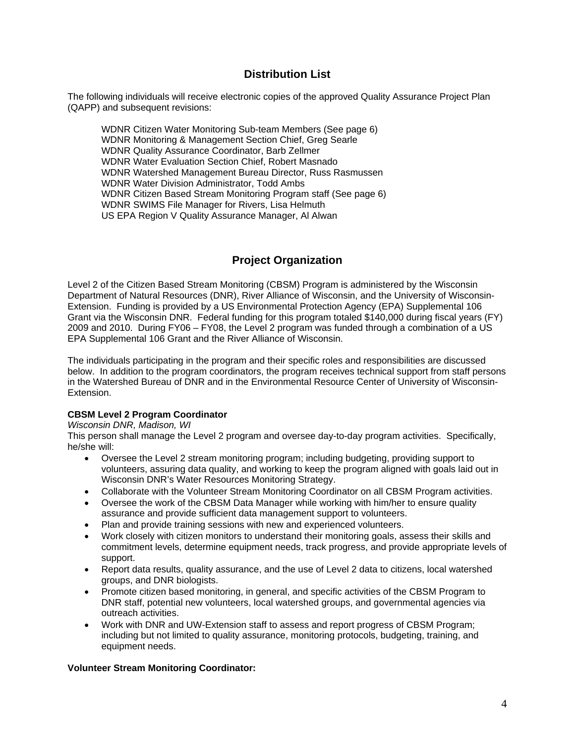## Distribution List

The following individuals will receive electronic copies of the approved Quality Assurance Project Plan (QAPP) and subsequent revisions:

WDNR Citizen Water Monitoring Sub-team Members (See page 6)
WDNR Monitoring & Management Section Chief, Greg Searle
WDNR Quality Assurance Coordinator, Barb Zellmer
WDNR Water Evaluation Section Chief, Robert Masnado
WDNR Watershed Management Bureau Director, Russ Rasmussen
WDNR Water Division Administrator, Todd Ambs
WDNR Citizen Based Stream Monitoring Program staff (See page 6)
WDNR SWIMS File Manager for Rivers, Lisa Helmuth
US EPA Region V Quality Assurance Manager, Al Alwan

## Project Organization

Level 2 of the Citizen Based Stream Monitoring (CBSM) Program is administered by the Wisconsin Department of Natural Resources (DNR), River Alliance of Wisconsin, and the University of Wisconsin-Extension. Funding is provided by a US Environmental Protection Agency (EPA) Supplemental 106 Grant via the Wisconsin DNR. Federal funding for this program totaled $140,000 during fiscal years (FY) 2009 and 2010. During FY06 – FY08, the Level 2 program was funded through a combination of a US EPA Supplemental 106 Grant and the River Alliance of Wisconsin.

The individuals participating in the program and their specific roles and responsibilities are discussed below. In addition to the program coordinators, the program receives technical support from staff persons in the Watershed Bureau of DNR and in the Environmental Resource Center of University of Wisconsin-Extension.

**CBSM Level 2 Program Coordinator**
*Wisconsin DNR, Madison, WI*
This person shall manage the Level 2 program and oversee day-to-day program activities. Specifically, he/she will:

- Oversee the Level 2 stream monitoring program; including budgeting, providing support to volunteers, assuring data quality, and working to keep the program aligned with goals laid out in Wisconsin DNR's Water Resources Monitoring Strategy.
- Collaborate with the Volunteer Stream Monitoring Coordinator on all CBSM Program activities.
- Oversee the work of the CBSM Data Manager while working with him/her to ensure quality assurance and provide sufficient data management support to volunteers.
- Plan and provide training sessions with new and experienced volunteers.
- Work closely with citizen monitors to understand their monitoring goals, assess their skills and commitment levels, determine equipment needs, track progress, and provide appropriate levels of support.
- Report data results, quality assurance, and the use of Level 2 data to citizens, local watershed groups, and DNR biologists.
- Promote citizen based monitoring, in general, and specific activities of the CBSM Program to DNR staff, potential new volunteers, local watershed groups, and governmental agencies via outreach activities.
- Work with DNR and UW-Extension staff to assess and report progress of CBSM Program; including but not limited to quality assurance, monitoring protocols, budgeting, training, and equipment needs.

**Volunteer Stream Monitoring Coordinator:**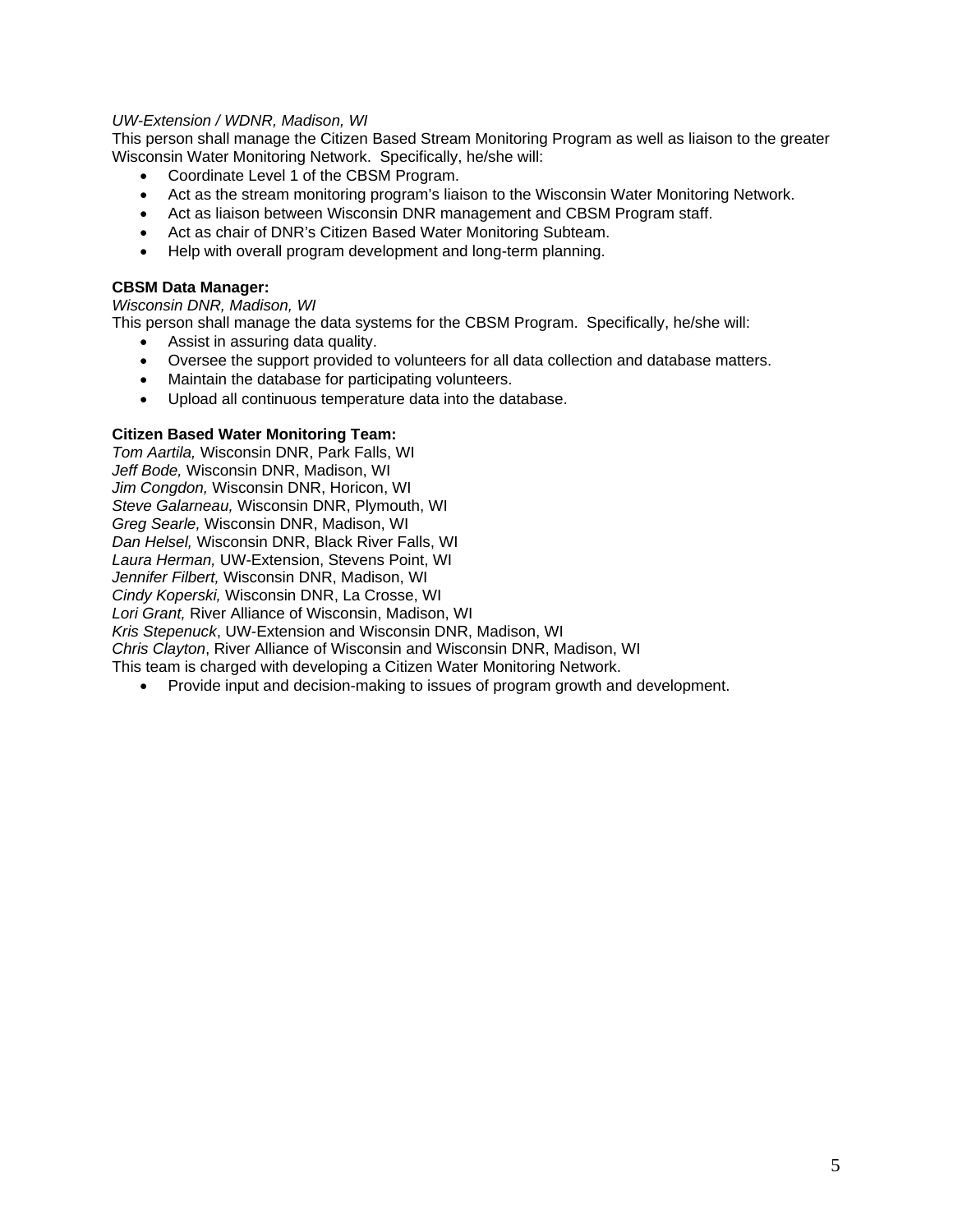*UW-Extension / WDNR, Madison, WI*
This person shall manage the Citizen Based Stream Monitoring Program as well as liaison to the greater Wisconsin Water Monitoring Network. Specifically, he/she will:

- Coordinate Level 1 of the CBSM Program.
- Act as the stream monitoring program's liaison to the Wisconsin Water Monitoring Network.
- Act as liaison between Wisconsin DNR management and CBSM Program staff.
- Act as chair of DNR's Citizen Based Water Monitoring Subteam.
- Help with overall program development and long-term planning.

**CBSM Data Manager:**
*Wisconsin DNR, Madison, WI*
This person shall manage the data systems for the CBSM Program. Specifically, he/she will:

- Assist in assuring data quality.
- Oversee the support provided to volunteers for all data collection and database matters.
- Maintain the database for participating volunteers.
- Upload all continuous temperature data into the database.

**Citizen Based Water Monitoring Team:**
*Tom Aartila,* Wisconsin DNR, Park Falls, WI
*Jeff Bode,* Wisconsin DNR, Madison, WI
*Jim Congdon,* Wisconsin DNR, Horicon, WI
*Steve Galarneau,* Wisconsin DNR, Plymouth, WI
*Greg Searle,* Wisconsin DNR, Madison, WI
*Dan Helsel,* Wisconsin DNR, Black River Falls, WI
*Laura Herman,* UW-Extension, Stevens Point, WI
*Jennifer Filbert,* Wisconsin DNR, Madison, WI
*Cindy Koperski,* Wisconsin DNR, La Crosse, WI
*Lori Grant,* River Alliance of Wisconsin, Madison, WI
*Kris Stepenuck*, UW-Extension and Wisconsin DNR, Madison, WI
*Chris Clayton*, River Alliance of Wisconsin and Wisconsin DNR, Madison, WI
This team is charged with developing a Citizen Water Monitoring Network.

- Provide input and decision-making to issues of program growth and development.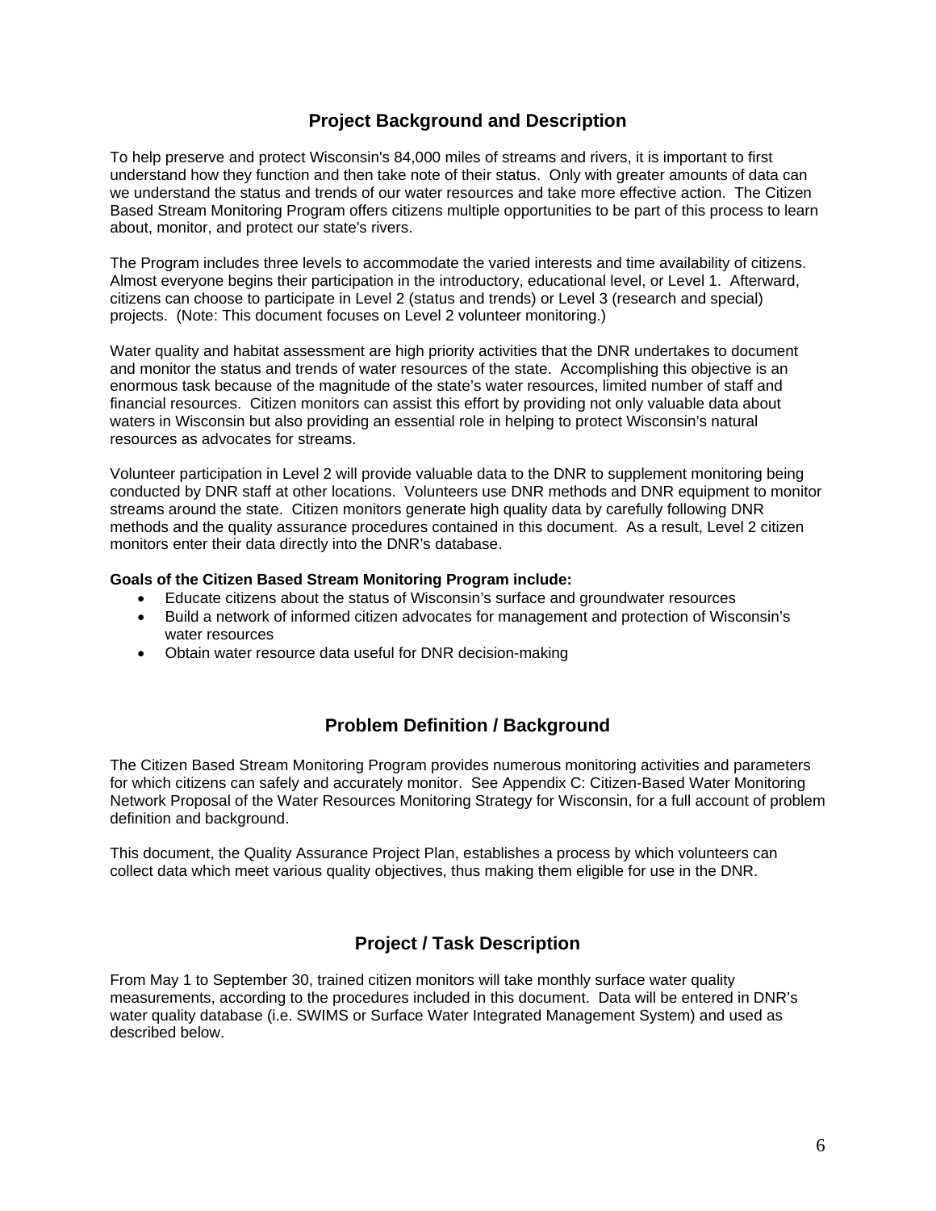## Project Background and Description

To help preserve and protect Wisconsin's 84,000 miles of streams and rivers, it is important to first understand how they function and then take note of their status. Only with greater amounts of data can we understand the status and trends of our water resources and take more effective action. The Citizen Based Stream Monitoring Program offers citizens multiple opportunities to be part of this process to learn about, monitor, and protect our state's rivers.

The Program includes three levels to accommodate the varied interests and time availability of citizens. Almost everyone begins their participation in the introductory, educational level, or Level 1. Afterward, citizens can choose to participate in Level 2 (status and trends) or Level 3 (research and special) projects. (Note: This document focuses on Level 2 volunteer monitoring.)

Water quality and habitat assessment are high priority activities that the DNR undertakes to document and monitor the status and trends of water resources of the state. Accomplishing this objective is an enormous task because of the magnitude of the state's water resources, limited number of staff and financial resources. Citizen monitors can assist this effort by providing not only valuable data about waters in Wisconsin but also providing an essential role in helping to protect Wisconsin's natural resources as advocates for streams.

Volunteer participation in Level 2 will provide valuable data to the DNR to supplement monitoring being conducted by DNR staff at other locations. Volunteers use DNR methods and DNR equipment to monitor streams around the state. Citizen monitors generate high quality data by carefully following DNR methods and the quality assurance procedures contained in this document. As a result, Level 2 citizen monitors enter their data directly into the DNR's database.

**Goals of the Citizen Based Stream Monitoring Program include:**

- Educate citizens about the status of Wisconsin's surface and groundwater resources
- Build a network of informed citizen advocates for management and protection of Wisconsin's water resources
- Obtain water resource data useful for DNR decision-making

## Problem Definition / Background

The Citizen Based Stream Monitoring Program provides numerous monitoring activities and parameters for which citizens can safely and accurately monitor. See Appendix C: Citizen-Based Water Monitoring Network Proposal of the Water Resources Monitoring Strategy for Wisconsin, for a full account of problem definition and background.

This document, the Quality Assurance Project Plan, establishes a process by which volunteers can collect data which meet various quality objectives, thus making them eligible for use in the DNR.

## Project / Task Description

From May 1 to September 30, trained citizen monitors will take monthly surface water quality measurements, according to the procedures included in this document. Data will be entered in DNR's water quality database (i.e. SWIMS or Surface Water Integrated Management System) and used as described below.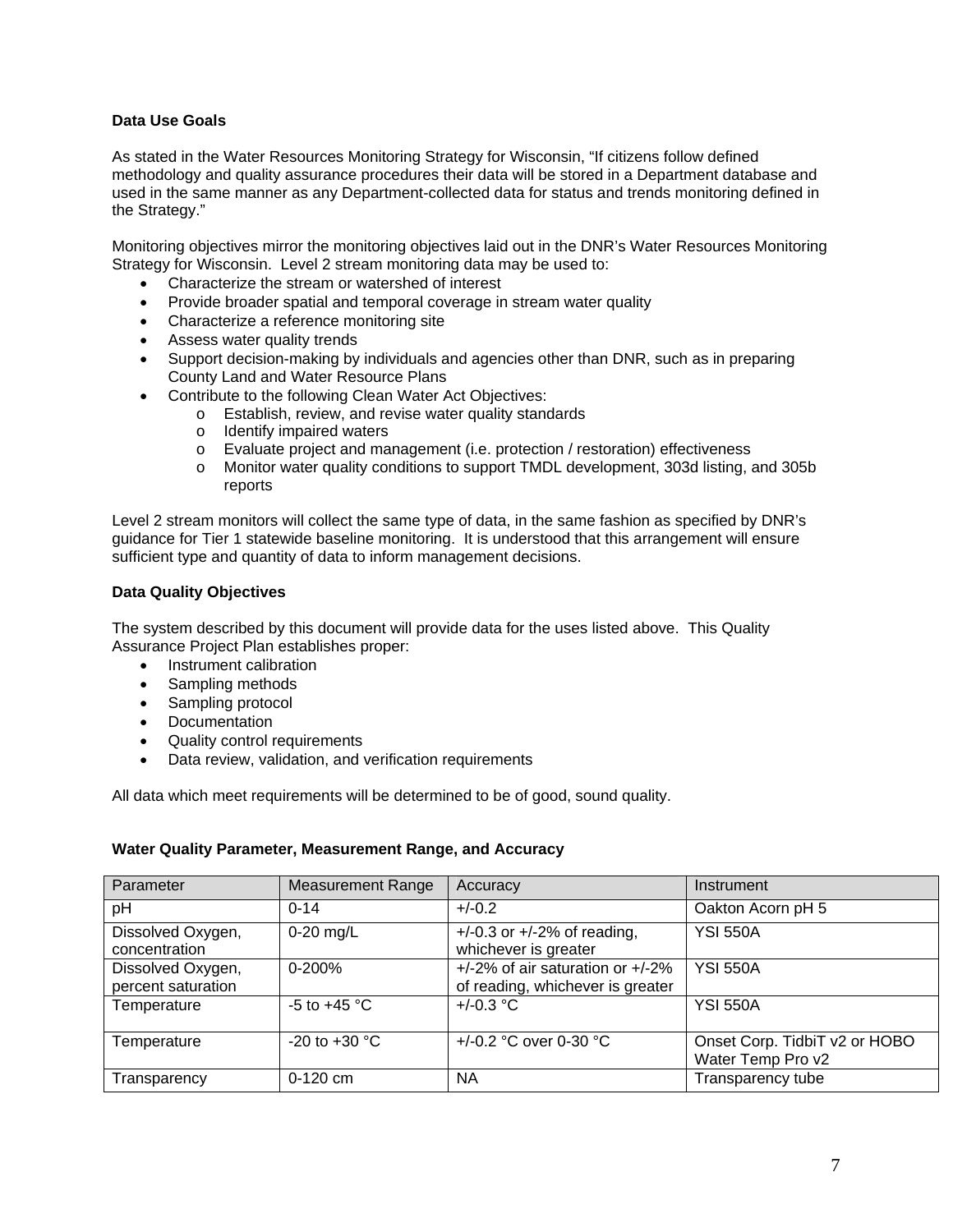**Data Use Goals**

As stated in the Water Resources Monitoring Strategy for Wisconsin, "If citizens follow defined methodology and quality assurance procedures their data will be stored in a Department database and used in the same manner as any Department-collected data for status and trends monitoring defined in the Strategy."

Monitoring objectives mirror the monitoring objectives laid out in the DNR's Water Resources Monitoring Strategy for Wisconsin. Level 2 stream monitoring data may be used to:

- Characterize the stream or watershed of interest
- Provide broader spatial and temporal coverage in stream water quality
- Characterize a reference monitoring site
- Assess water quality trends
- Support decision-making by individuals and agencies other than DNR, such as in preparing County Land and Water Resource Plans
- Contribute to the following Clean Water Act Objectives:
  - Establish, review, and revise water quality standards
  - Identify impaired waters
  - Evaluate project and management (i.e. protection / restoration) effectiveness
  - Monitor water quality conditions to support TMDL development, 303d listing, and 305b reports

Level 2 stream monitors will collect the same type of data, in the same fashion as specified by DNR's guidance for Tier 1 statewide baseline monitoring. It is understood that this arrangement will ensure sufficient type and quantity of data to inform management decisions.

**Data Quality Objectives**

The system described by this document will provide data for the uses listed above. This Quality Assurance Project Plan establishes proper:

- Instrument calibration
- Sampling methods
- Sampling protocol
- Documentation
- Quality control requirements
- Data review, validation, and verification requirements

All data which meet requirements will be determined to be of good, sound quality.

**Water Quality Parameter, Measurement Range, and Accuracy**

| Parameter | Measurement Range | Accuracy | Instrument |
|---|---|---|---|
| pH | 0-14 | +/-0.2 | Oakton Acorn pH 5 |
| Dissolved Oxygen, concentration | 0-20 mg/L | +/-0.3 or +/-2% of reading, whichever is greater | YSI 550A |
| Dissolved Oxygen, percent saturation | 0-200% | +/-2% of air saturation or +/-2% of reading, whichever is greater | YSI 550A |
| Temperature | -5 to +45 °C | +/-0.3 °C | YSI 550A |
| Temperature | -20 to +30 °C | +/-0.2 °C over 0-30 °C | Onset Corp. TidbiT v2 or HOBO Water Temp Pro v2 |
| Transparency | 0-120 cm | NA | Transparency tube |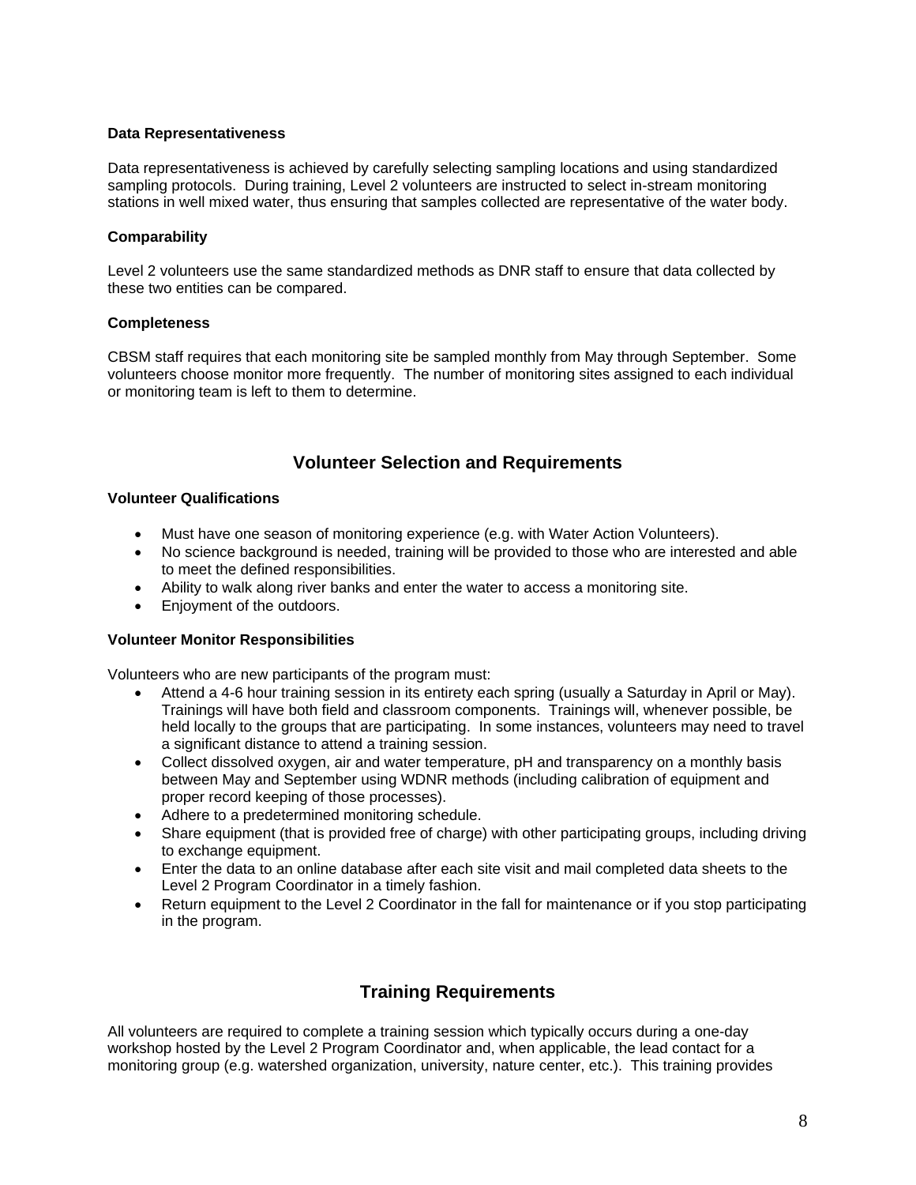**Data Representativeness**

Data representativeness is achieved by carefully selecting sampling locations and using standardized sampling protocols. During training, Level 2 volunteers are instructed to select in-stream monitoring stations in well mixed water, thus ensuring that samples collected are representative of the water body.

**Comparability**

Level 2 volunteers use the same standardized methods as DNR staff to ensure that data collected by these two entities can be compared.

**Completeness**

CBSM staff requires that each monitoring site be sampled monthly from May through September. Some volunteers choose monitor more frequently. The number of monitoring sites assigned to each individual or monitoring team is left to them to determine.

## Volunteer Selection and Requirements

**Volunteer Qualifications**

- Must have one season of monitoring experience (e.g. with Water Action Volunteers).
- No science background is needed, training will be provided to those who are interested and able to meet the defined responsibilities.
- Ability to walk along river banks and enter the water to access a monitoring site.
- Enjoyment of the outdoors.

**Volunteer Monitor Responsibilities**

Volunteers who are new participants of the program must:

- Attend a 4-6 hour training session in its entirety each spring (usually a Saturday in April or May). Trainings will have both field and classroom components. Trainings will, whenever possible, be held locally to the groups that are participating. In some instances, volunteers may need to travel a significant distance to attend a training session.
- Collect dissolved oxygen, air and water temperature, pH and transparency on a monthly basis between May and September using WDNR methods (including calibration of equipment and proper record keeping of those processes).
- Adhere to a predetermined monitoring schedule.
- Share equipment (that is provided free of charge) with other participating groups, including driving to exchange equipment.
- Enter the data to an online database after each site visit and mail completed data sheets to the Level 2 Program Coordinator in a timely fashion.
- Return equipment to the Level 2 Coordinator in the fall for maintenance or if you stop participating in the program.

## Training Requirements

All volunteers are required to complete a training session which typically occurs during a one-day workshop hosted by the Level 2 Program Coordinator and, when applicable, the lead contact for a monitoring group (e.g. watershed organization, university, nature center, etc.). This training provides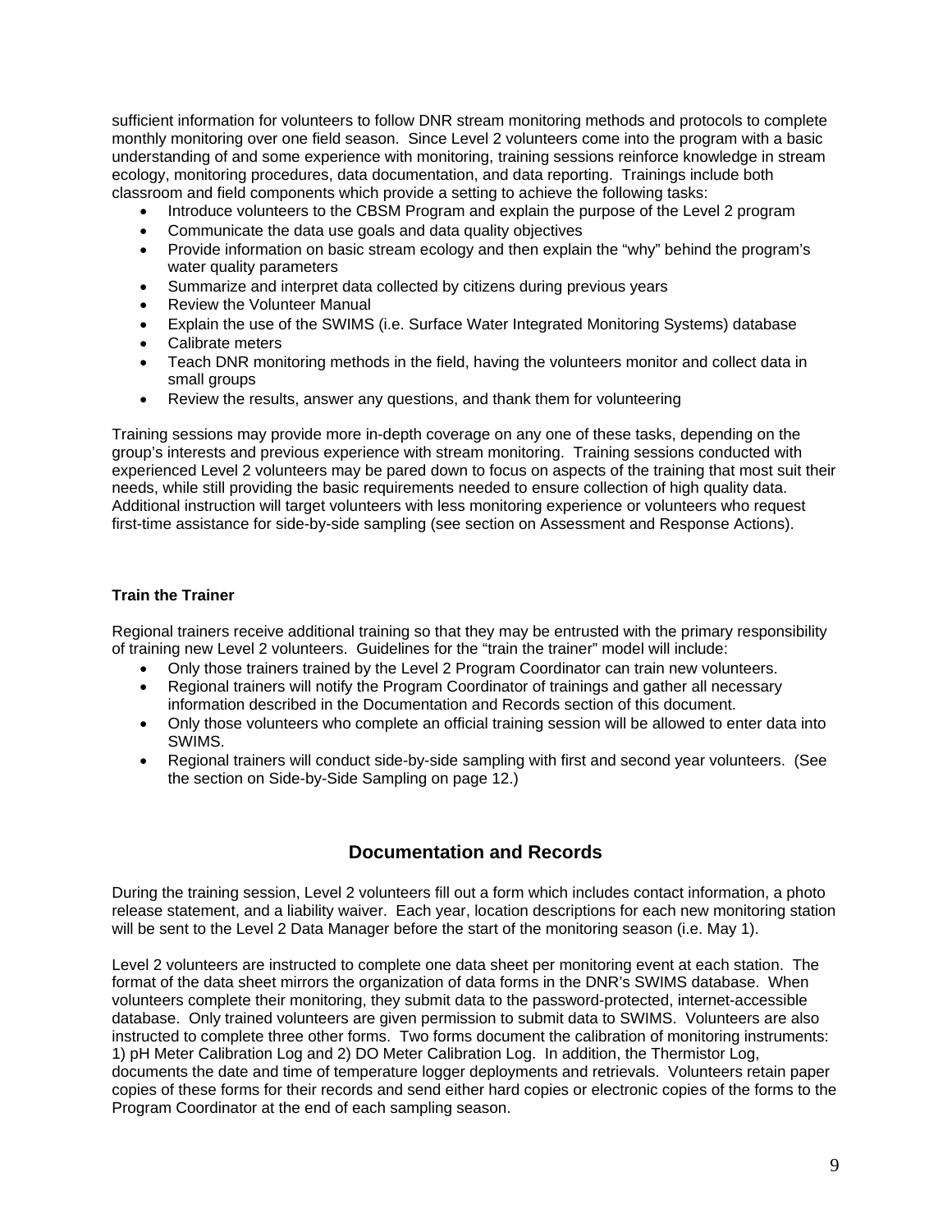sufficient information for volunteers to follow DNR stream monitoring methods and protocols to complete monthly monitoring over one field season. Since Level 2 volunteers come into the program with a basic understanding of and some experience with monitoring, training sessions reinforce knowledge in stream ecology, monitoring procedures, data documentation, and data reporting. Trainings include both classroom and field components which provide a setting to achieve the following tasks:

- Introduce volunteers to the CBSM Program and explain the purpose of the Level 2 program
- Communicate the data use goals and data quality objectives
- Provide information on basic stream ecology and then explain the "why" behind the program's water quality parameters
- Summarize and interpret data collected by citizens during previous years
- Review the Volunteer Manual
- Explain the use of the SWIMS (i.e. Surface Water Integrated Monitoring Systems) database
- Calibrate meters
- Teach DNR monitoring methods in the field, having the volunteers monitor and collect data in small groups
- Review the results, answer any questions, and thank them for volunteering

Training sessions may provide more in-depth coverage on any one of these tasks, depending on the group's interests and previous experience with stream monitoring. Training sessions conducted with experienced Level 2 volunteers may be pared down to focus on aspects of the training that most suit their needs, while still providing the basic requirements needed to ensure collection of high quality data. Additional instruction will target volunteers with less monitoring experience or volunteers who request first-time assistance for side-by-side sampling (see section on Assessment and Response Actions).

**Train the Trainer**

Regional trainers receive additional training so that they may be entrusted with the primary responsibility of training new Level 2 volunteers. Guidelines for the "train the trainer" model will include:

- Only those trainers trained by the Level 2 Program Coordinator can train new volunteers.
- Regional trainers will notify the Program Coordinator of trainings and gather all necessary information described in the Documentation and Records section of this document.
- Only those volunteers who complete an official training session will be allowed to enter data into SWIMS.
- Regional trainers will conduct side-by-side sampling with first and second year volunteers. (See the section on Side-by-Side Sampling on page 12.)

## Documentation and Records

During the training session, Level 2 volunteers fill out a form which includes contact information, a photo release statement, and a liability waiver. Each year, location descriptions for each new monitoring station will be sent to the Level 2 Data Manager before the start of the monitoring season (i.e. May 1).

Level 2 volunteers are instructed to complete one data sheet per monitoring event at each station. The format of the data sheet mirrors the organization of data forms in the DNR's SWIMS database. When volunteers complete their monitoring, they submit data to the password-protected, internet-accessible database. Only trained volunteers are given permission to submit data to SWIMS. Volunteers are also instructed to complete three other forms. Two forms document the calibration of monitoring instruments: 1) pH Meter Calibration Log and 2) DO Meter Calibration Log. In addition, the Thermistor Log, documents the date and time of temperature logger deployments and retrievals. Volunteers retain paper copies of these forms for their records and send either hard copies or electronic copies of the forms to the Program Coordinator at the end of each sampling season.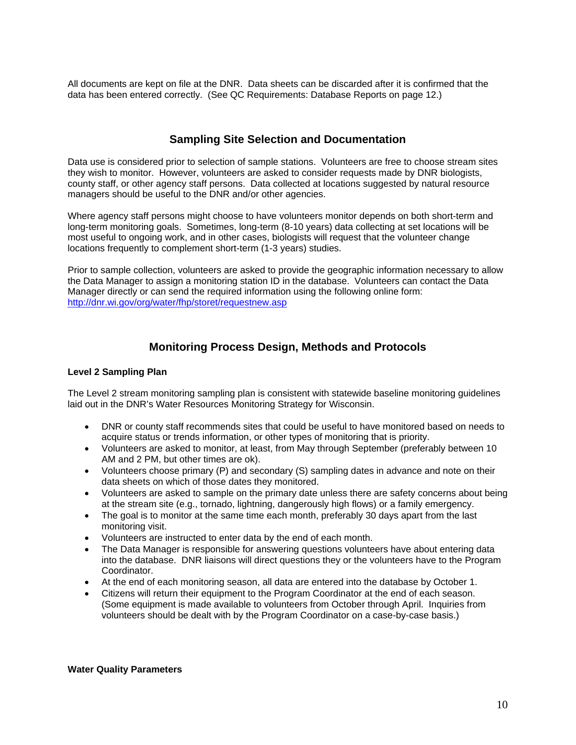All documents are kept on file at the DNR. Data sheets can be discarded after it is confirmed that the data has been entered correctly. (See QC Requirements: Database Reports on page 12.)

## Sampling Site Selection and Documentation

Data use is considered prior to selection of sample stations. Volunteers are free to choose stream sites they wish to monitor. However, volunteers are asked to consider requests made by DNR biologists, county staff, or other agency staff persons. Data collected at locations suggested by natural resource managers should be useful to the DNR and/or other agencies.

Where agency staff persons might choose to have volunteers monitor depends on both short-term and long-term monitoring goals. Sometimes, long-term (8-10 years) data collecting at set locations will be most useful to ongoing work, and in other cases, biologists will request that the volunteer change locations frequently to complement short-term (1-3 years) studies.

Prior to sample collection, volunteers are asked to provide the geographic information necessary to allow the Data Manager to assign a monitoring station ID in the database. Volunteers can contact the Data Manager directly or can send the required information using the following online form: [http://dnr.wi.gov/org/water/fhp/storet/requestnew.asp](http://dnr.wi.gov/org/water/fhp/storet/requestnew.asp)

## Monitoring Process Design, Methods and Protocols

**Level 2 Sampling Plan**

The Level 2 stream monitoring sampling plan is consistent with statewide baseline monitoring guidelines laid out in the DNR's Water Resources Monitoring Strategy for Wisconsin.

- DNR or county staff recommends sites that could be useful to have monitored based on needs to acquire status or trends information, or other types of monitoring that is priority.
- Volunteers are asked to monitor, at least, from May through September (preferably between 10 AM and 2 PM, but other times are ok).
- Volunteers choose primary (P) and secondary (S) sampling dates in advance and note on their data sheets on which of those dates they monitored.
- Volunteers are asked to sample on the primary date unless there are safety concerns about being at the stream site (e.g., tornado, lightning, dangerously high flows) or a family emergency.
- The goal is to monitor at the same time each month, preferably 30 days apart from the last monitoring visit.
- Volunteers are instructed to enter data by the end of each month.
- The Data Manager is responsible for answering questions volunteers have about entering data into the database. DNR liaisons will direct questions they or the volunteers have to the Program Coordinator.
- At the end of each monitoring season, all data are entered into the database by October 1.
- Citizens will return their equipment to the Program Coordinator at the end of each season. (Some equipment is made available to volunteers from October through April. Inquiries from volunteers should be dealt with by the Program Coordinator on a case-by-case basis.)

**Water Quality Parameters**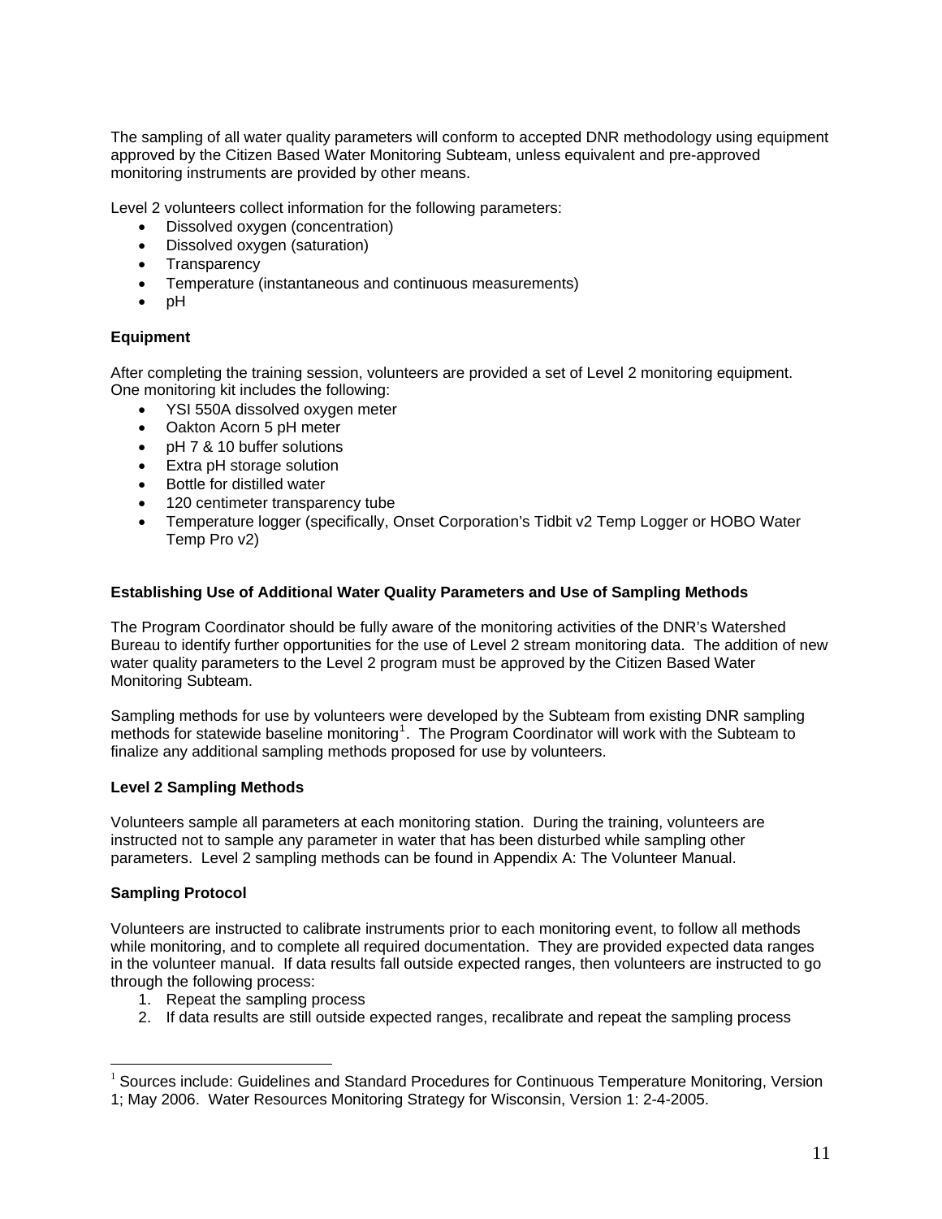The sampling of all water quality parameters will conform to accepted DNR methodology using equipment approved by the Citizen Based Water Monitoring Subteam, unless equivalent and pre-approved monitoring instruments are provided by other means.

Level 2 volunteers collect information for the following parameters:

- Dissolved oxygen (concentration)
- Dissolved oxygen (saturation)
- Transparency
- Temperature (instantaneous and continuous measurements)
- pH

**Equipment**

After completing the training session, volunteers are provided a set of Level 2 monitoring equipment. One monitoring kit includes the following:

- YSI 550A dissolved oxygen meter
- Oakton Acorn 5 pH meter
- pH 7 & 10 buffer solutions
- Extra pH storage solution
- Bottle for distilled water
- 120 centimeter transparency tube
- Temperature logger (specifically, Onset Corporation's Tidbit v2 Temp Logger or HOBO Water Temp Pro v2)

**Establishing Use of Additional Water Quality Parameters and Use of Sampling Methods**

The Program Coordinator should be fully aware of the monitoring activities of the DNR's Watershed Bureau to identify further opportunities for the use of Level 2 stream monitoring data. The addition of new water quality parameters to the Level 2 program must be approved by the Citizen Based Water Monitoring Subteam.

Sampling methods for use by volunteers were developed by the Subteam from existing DNR sampling methods for statewide baseline monitoring[1]. The Program Coordinator will work with the Subteam to finalize any additional sampling methods proposed for use by volunteers.

**Level 2 Sampling Methods**

Volunteers sample all parameters at each monitoring station. During the training, volunteers are instructed not to sample any parameter in water that has been disturbed while sampling other parameters. Level 2 sampling methods can be found in Appendix A: The Volunteer Manual.

**Sampling Protocol**

Volunteers are instructed to calibrate instruments prior to each monitoring event, to follow all methods while monitoring, and to complete all required documentation. They are provided expected data ranges in the volunteer manual. If data results fall outside expected ranges, then volunteers are instructed to go through the following process:

1. Repeat the sampling process
2. If data results are still outside expected ranges, recalibrate and repeat the sampling process

---

[1] Sources include: Guidelines and Standard Procedures for Continuous Temperature Monitoring, Version 1; May 2006. Water Resources Monitoring Strategy for Wisconsin, Version 1: 2-4-2005.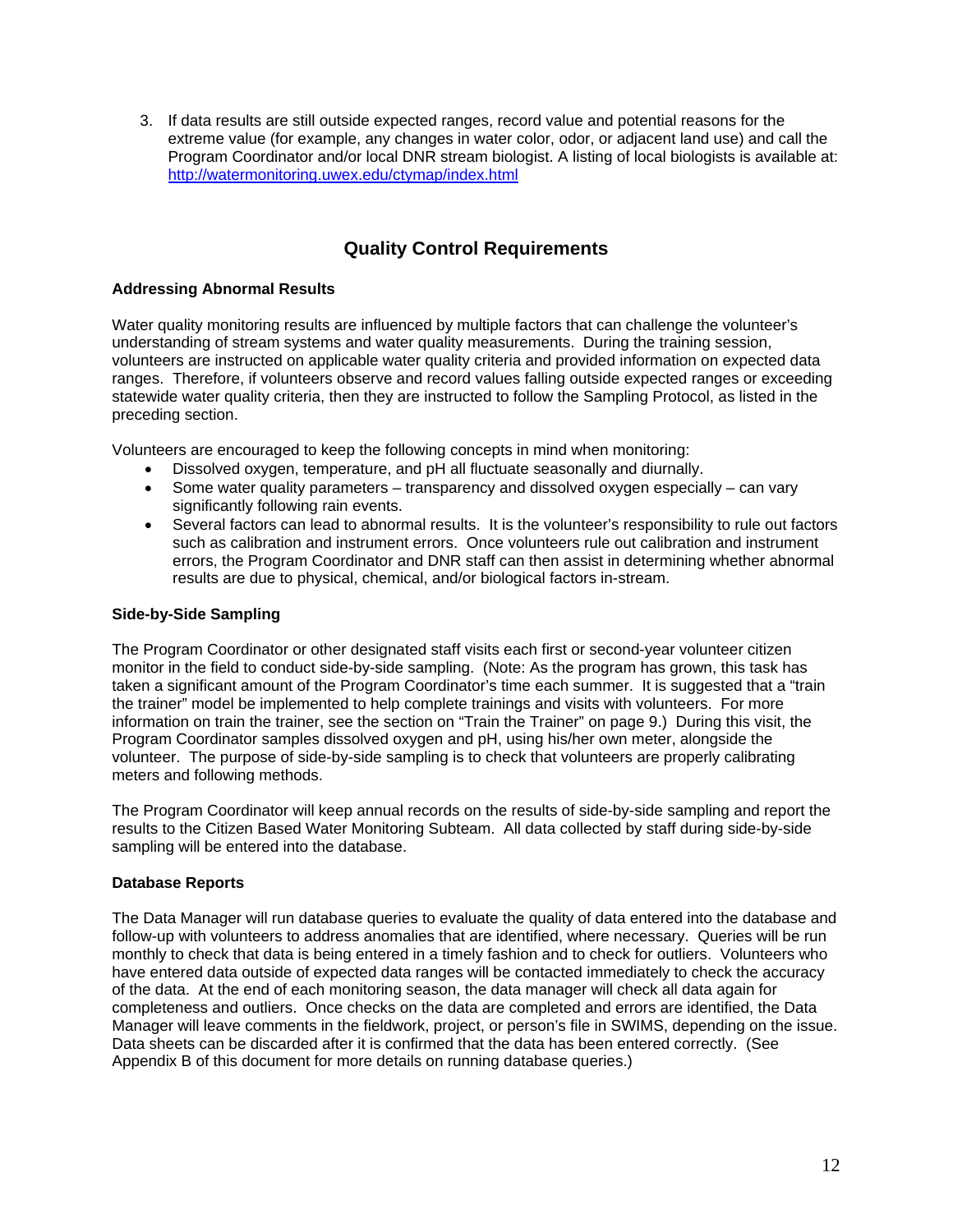3. If data results are still outside expected ranges, record value and potential reasons for the extreme value (for example, any changes in water color, odor, or adjacent land use) and call the Program Coordinator and/or local DNR stream biologist. A listing of local biologists is available at: http://watermonitoring.uwex.edu/ctymap/index.html

## Quality Control Requirements

**Addressing Abnormal Results**

Water quality monitoring results are influenced by multiple factors that can challenge the volunteer's understanding of stream systems and water quality measurements. During the training session, volunteers are instructed on applicable water quality criteria and provided information on expected data ranges. Therefore, if volunteers observe and record values falling outside expected ranges or exceeding statewide water quality criteria, then they are instructed to follow the Sampling Protocol, as listed in the preceding section.

Volunteers are encouraged to keep the following concepts in mind when monitoring:

- Dissolved oxygen, temperature, and pH all fluctuate seasonally and diurnally.
- Some water quality parameters – transparency and dissolved oxygen especially – can vary significantly following rain events.
- Several factors can lead to abnormal results. It is the volunteer's responsibility to rule out factors such as calibration and instrument errors. Once volunteers rule out calibration and instrument errors, the Program Coordinator and DNR staff can then assist in determining whether abnormal results are due to physical, chemical, and/or biological factors in-stream.

**Side-by-Side Sampling**

The Program Coordinator or other designated staff visits each first or second-year volunteer citizen monitor in the field to conduct side-by-side sampling. (Note: As the program has grown, this task has taken a significant amount of the Program Coordinator's time each summer. It is suggested that a "train the trainer" model be implemented to help complete trainings and visits with volunteers. For more information on train the trainer, see the section on "Train the Trainer" on page 9.) During this visit, the Program Coordinator samples dissolved oxygen and pH, using his/her own meter, alongside the volunteer. The purpose of side-by-side sampling is to check that volunteers are properly calibrating meters and following methods.

The Program Coordinator will keep annual records on the results of side-by-side sampling and report the results to the Citizen Based Water Monitoring Subteam. All data collected by staff during side-by-side sampling will be entered into the database.

**Database Reports**

The Data Manager will run database queries to evaluate the quality of data entered into the database and follow-up with volunteers to address anomalies that are identified, where necessary. Queries will be run monthly to check that data is being entered in a timely fashion and to check for outliers. Volunteers who have entered data outside of expected data ranges will be contacted immediately to check the accuracy of the data. At the end of each monitoring season, the data manager will check all data again for completeness and outliers. Once checks on the data are completed and errors are identified, the Data Manager will leave comments in the fieldwork, project, or person's file in SWIMS, depending on the issue. Data sheets can be discarded after it is confirmed that the data has been entered correctly. (See Appendix B of this document for more details on running database queries.)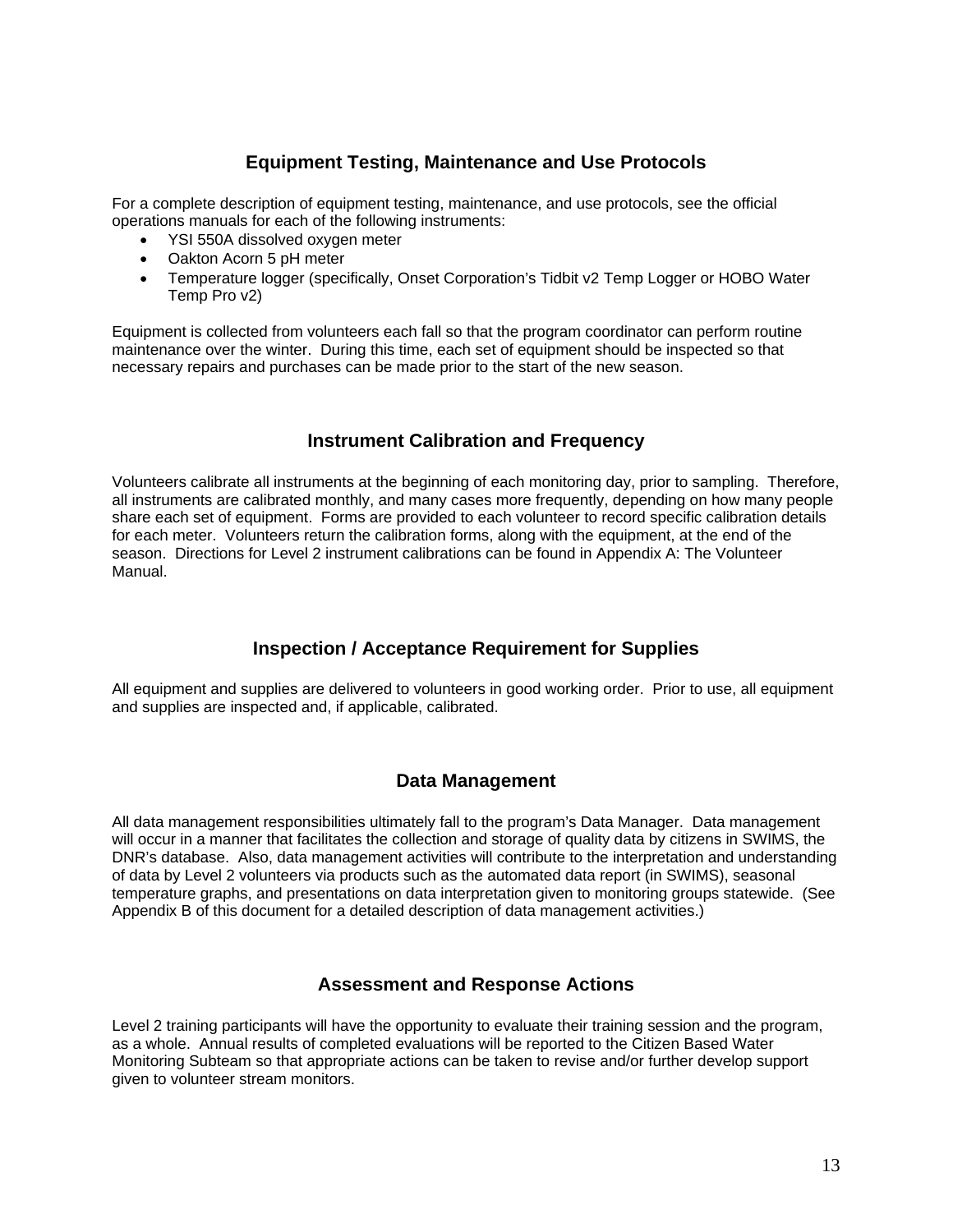## Equipment Testing, Maintenance and Use Protocols

For a complete description of equipment testing, maintenance, and use protocols, see the official operations manuals for each of the following instruments:

- YSI 550A dissolved oxygen meter
- Oakton Acorn 5 pH meter
- Temperature logger (specifically, Onset Corporation's Tidbit v2 Temp Logger or HOBO Water Temp Pro v2)

Equipment is collected from volunteers each fall so that the program coordinator can perform routine maintenance over the winter. During this time, each set of equipment should be inspected so that necessary repairs and purchases can be made prior to the start of the new season.

## Instrument Calibration and Frequency

Volunteers calibrate all instruments at the beginning of each monitoring day, prior to sampling. Therefore, all instruments are calibrated monthly, and many cases more frequently, depending on how many people share each set of equipment. Forms are provided to each volunteer to record specific calibration details for each meter. Volunteers return the calibration forms, along with the equipment, at the end of the season. Directions for Level 2 instrument calibrations can be found in Appendix A: The Volunteer Manual.

## Inspection / Acceptance Requirement for Supplies

All equipment and supplies are delivered to volunteers in good working order. Prior to use, all equipment and supplies are inspected and, if applicable, calibrated.

## Data Management

All data management responsibilities ultimately fall to the program's Data Manager. Data management will occur in a manner that facilitates the collection and storage of quality data by citizens in SWIMS, the DNR's database. Also, data management activities will contribute to the interpretation and understanding of data by Level 2 volunteers via products such as the automated data report (in SWIMS), seasonal temperature graphs, and presentations on data interpretation given to monitoring groups statewide. (See Appendix B of this document for a detailed description of data management activities.)

## Assessment and Response Actions

Level 2 training participants will have the opportunity to evaluate their training session and the program, as a whole. Annual results of completed evaluations will be reported to the Citizen Based Water Monitoring Subteam so that appropriate actions can be taken to revise and/or further develop support given to volunteer stream monitors.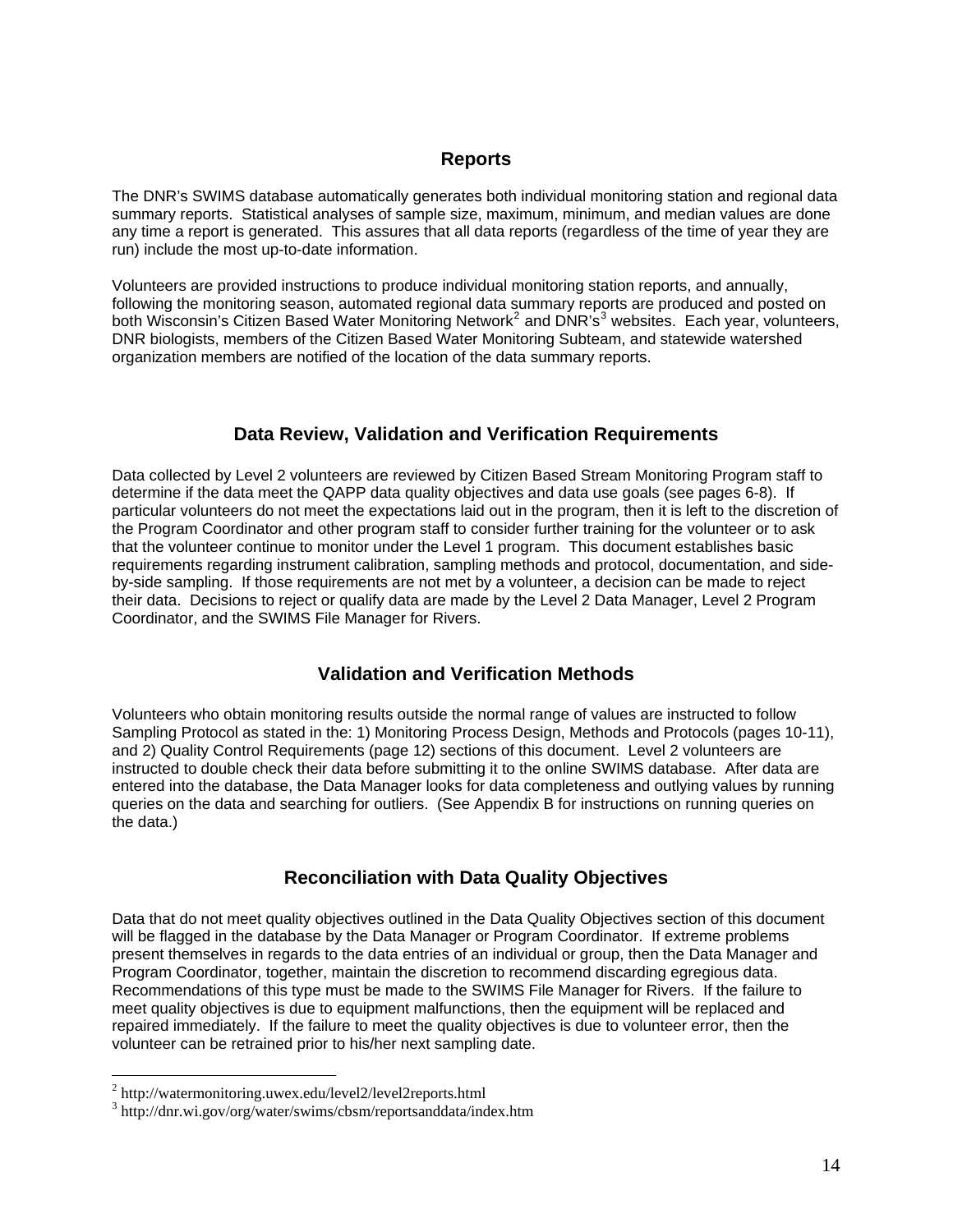## Reports

The DNR's SWIMS database automatically generates both individual monitoring station and regional data summary reports. Statistical analyses of sample size, maximum, minimum, and median values are done any time a report is generated. This assures that all data reports (regardless of the time of year they are run) include the most up-to-date information.

Volunteers are provided instructions to produce individual monitoring station reports, and annually, following the monitoring season, automated regional data summary reports are produced and posted on both Wisconsin's Citizen Based Water Monitoring Network[2] and DNR's[3] websites. Each year, volunteers, DNR biologists, members of the Citizen Based Water Monitoring Subteam, and statewide watershed organization members are notified of the location of the data summary reports.

## Data Review, Validation and Verification Requirements

Data collected by Level 2 volunteers are reviewed by Citizen Based Stream Monitoring Program staff to determine if the data meet the QAPP data quality objectives and data use goals (see pages 6-8). If particular volunteers do not meet the expectations laid out in the program, then it is left to the discretion of the Program Coordinator and other program staff to consider further training for the volunteer or to ask that the volunteer continue to monitor under the Level 1 program. This document establishes basic requirements regarding instrument calibration, sampling methods and protocol, documentation, and side-by-side sampling. If those requirements are not met by a volunteer, a decision can be made to reject their data. Decisions to reject or qualify data are made by the Level 2 Data Manager, Level 2 Program Coordinator, and the SWIMS File Manager for Rivers.

## Validation and Verification Methods

Volunteers who obtain monitoring results outside the normal range of values are instructed to follow Sampling Protocol as stated in the: 1) Monitoring Process Design, Methods and Protocols (pages 10-11), and 2) Quality Control Requirements (page 12) sections of this document. Level 2 volunteers are instructed to double check their data before submitting it to the online SWIMS database. After data are entered into the database, the Data Manager looks for data completeness and outlying values by running queries on the data and searching for outliers. (See Appendix B for instructions on running queries on the data.)

## Reconciliation with Data Quality Objectives

Data that do not meet quality objectives outlined in the Data Quality Objectives section of this document will be flagged in the database by the Data Manager or Program Coordinator. If extreme problems present themselves in regards to the data entries of an individual or group, then the Data Manager and Program Coordinator, together, maintain the discretion to recommend discarding egregious data. Recommendations of this type must be made to the SWIMS File Manager for Rivers. If the failure to meet quality objectives is due to equipment malfunctions, then the equipment will be replaced and repaired immediately. If the failure to meet the quality objectives is due to volunteer error, then the volunteer can be retrained prior to his/her next sampling date.

---

[2] http://watermonitoring.uwex.edu/level2/level2reports.html

[3] http://dnr.wi.gov/org/water/swims/cbsm/reportsanddata/index.htm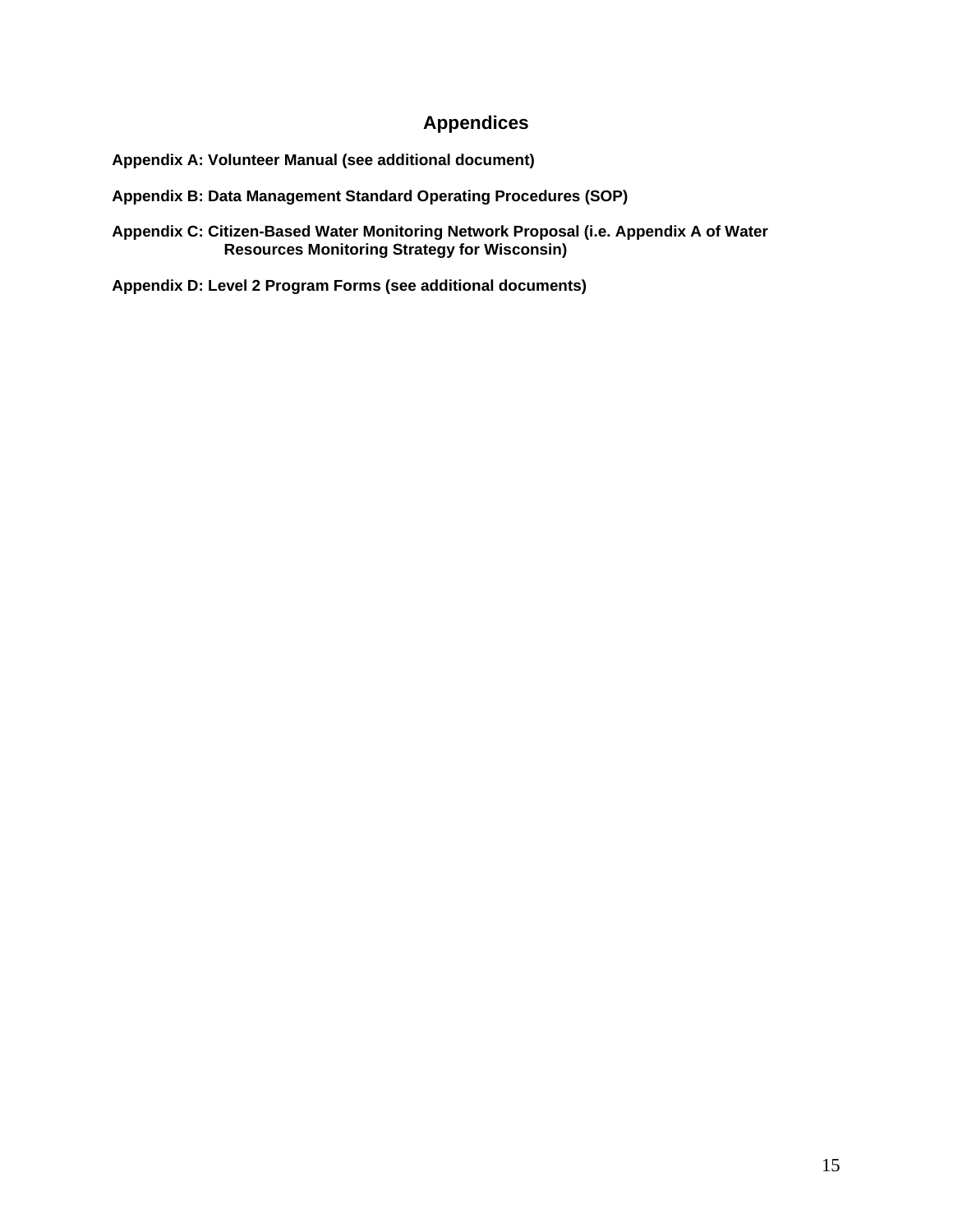# Appendices

**Appendix A: Volunteer Manual (see additional document)**

**Appendix B: Data Management Standard Operating Procedures (SOP)**

**Appendix C: Citizen-Based Water Monitoring Network Proposal (i.e. Appendix A of Water Resources Monitoring Strategy for Wisconsin)**

**Appendix D: Level 2 Program Forms (see additional documents)**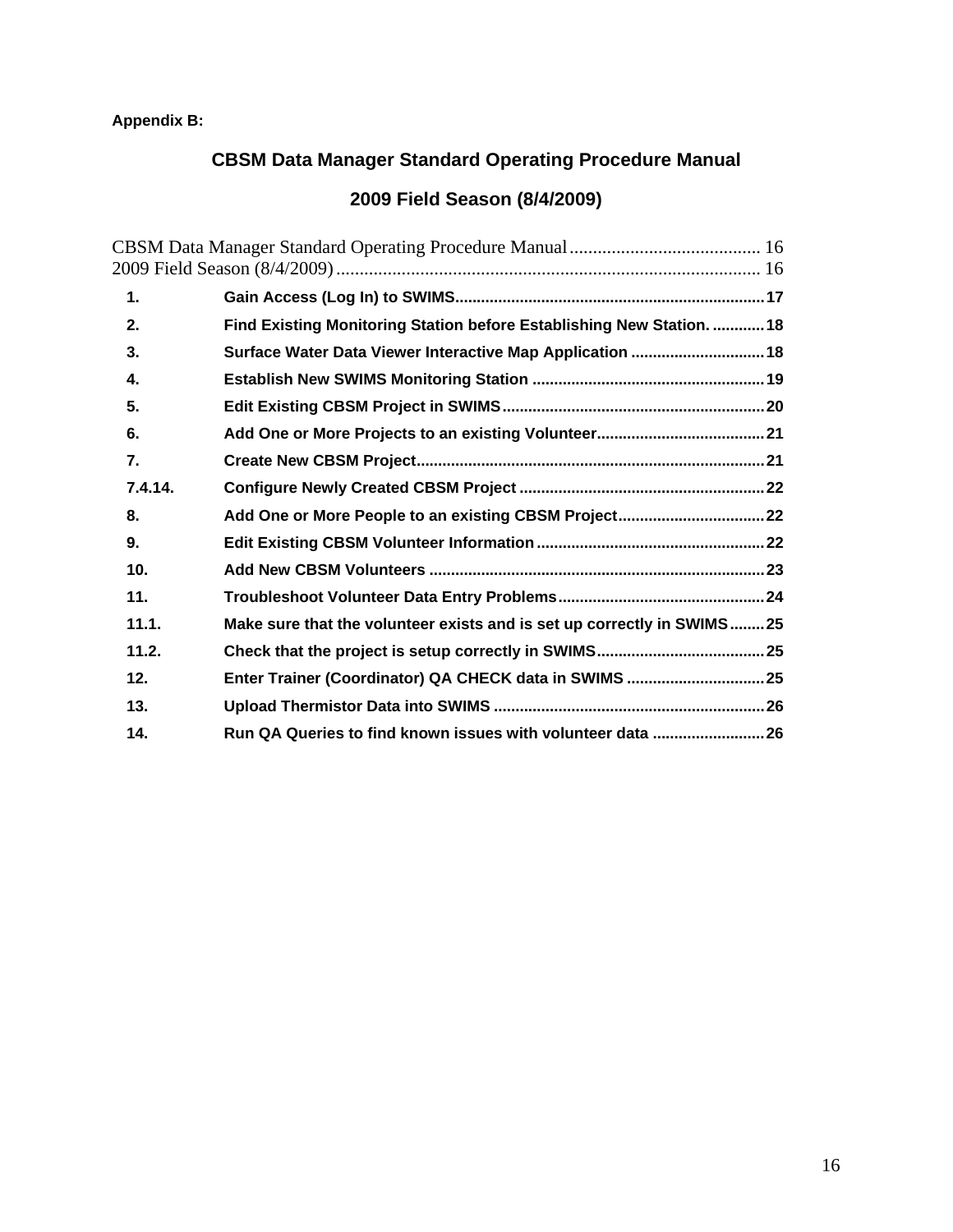**Appendix B:**

## CBSM Data Manager Standard Operating Procedure Manual

## 2009 Field Season (8/4/2009)

CBSM Data Manager Standard Operating Procedure Manual ......................................... 16
2009 Field Season (8/4/2009) ........................................................................................... 16

| | | |
|---|---|---|
| **1.** | **Gain Access (Log In) to SWIMS** | **17** |
| **2.** | **Find Existing Monitoring Station before Establishing New Station.** | **18** |
| **3.** | **Surface Water Data Viewer Interactive Map Application** | **18** |
| **4.** | **Establish New SWIMS Monitoring Station** | **19** |
| **5.** | **Edit Existing CBSM Project in SWIMS** | **20** |
| **6.** | **Add One or More Projects to an existing Volunteer** | **21** |
| **7.** | **Create New CBSM Project** | **21** |
| **7.4.14.** | **Configure Newly Created CBSM Project** | **22** |
| **8.** | **Add One or More People to an existing CBSM Project** | **22** |
| **9.** | **Edit Existing CBSM Volunteer Information** | **22** |
| **10.** | **Add New CBSM Volunteers** | **23** |
| **11.** | **Troubleshoot Volunteer Data Entry Problems** | **24** |
| **11.1.** | **Make sure that the volunteer exists and is set up correctly in SWIMS** | **25** |
| **11.2.** | **Check that the project is setup correctly in SWIMS** | **25** |
| **12.** | **Enter Trainer (Coordinator) QA CHECK data in SWIMS** | **25** |
| **13.** | **Upload Thermistor Data into SWIMS** | **26** |
| **14.** | **Run QA Queries to find known issues with volunteer data** | **26** |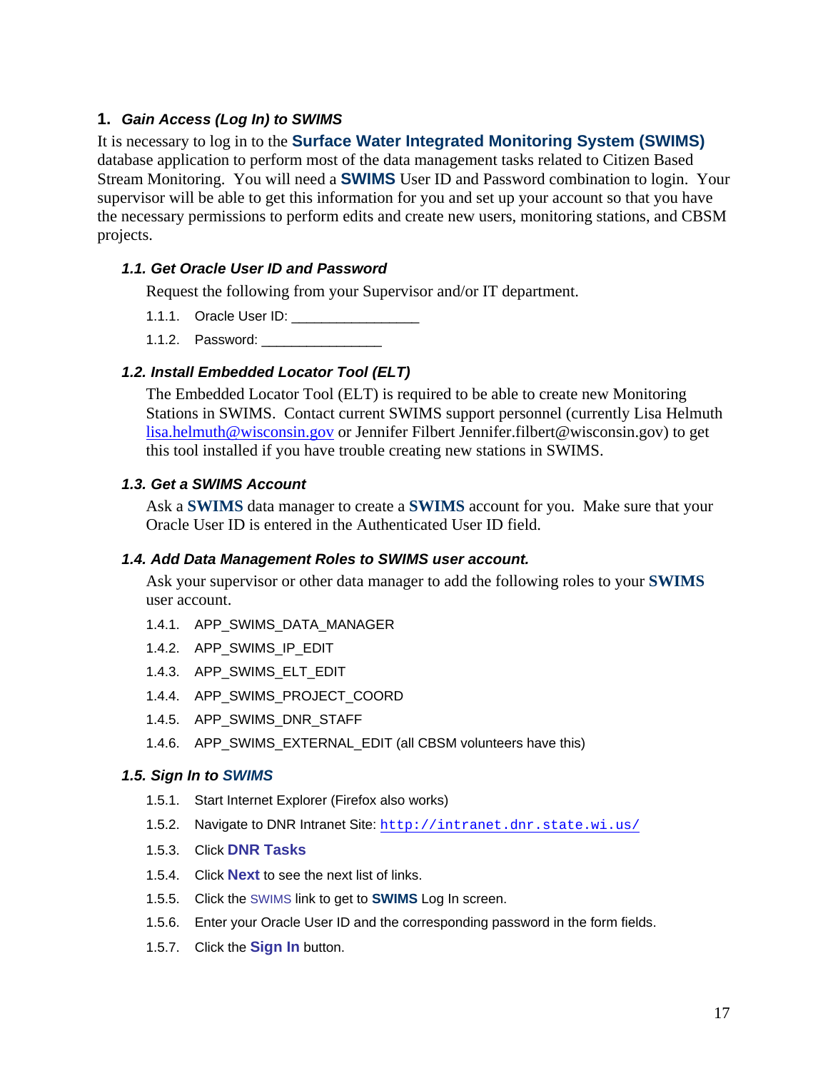## 1. *Gain Access (Log In) to SWIMS*

It is necessary to log in to the **Surface Water Integrated Monitoring System (SWIMS)** database application to perform most of the data management tasks related to Citizen Based Stream Monitoring. You will need a **SWIMS** User ID and Password combination to login. Your supervisor will be able to get this information for you and set up your account so that you have the necessary permissions to perform edits and create new users, monitoring stations, and CBSM projects.

### *1.1. Get Oracle User ID and Password*

Request the following from your Supervisor and/or IT department.

1.1.1. Oracle User ID: _________________

1.1.2. Password: ________________

### *1.2. Install Embedded Locator Tool (ELT)*

The Embedded Locator Tool (ELT) is required to be able to create new Monitoring Stations in SWIMS. Contact current SWIMS support personnel (currently Lisa Helmuth lisa.helmuth@wisconsin.gov or Jennifer Filbert Jennifer.filbert@wisconsin.gov) to get this tool installed if you have trouble creating new stations in SWIMS.

### *1.3. Get a SWIMS Account*

Ask a **SWIMS** data manager to create a **SWIMS** account for you. Make sure that your Oracle User ID is entered in the Authenticated User ID field.

### *1.4. Add Data Management Roles to SWIMS user account.*

Ask your supervisor or other data manager to add the following roles to your **SWIMS** user account.

1.4.1. APP_SWIMS_DATA_MANAGER

1.4.2. APP_SWIMS_IP_EDIT

1.4.3. APP_SWIMS_ELT_EDIT

1.4.4. APP_SWIMS_PROJECT_COORD

1.4.5. APP_SWIMS_DNR_STAFF

1.4.6. APP_SWIMS_EXTERNAL_EDIT (all CBSM volunteers have this)

### *1.5. Sign In to SWIMS*

1.5.1. Start Internet Explorer (Firefox also works)

1.5.2. Navigate to DNR Intranet Site: `http://intranet.dnr.state.wi.us/`

1.5.3. Click **DNR Tasks**

1.5.4. Click **Next** to see the next list of links.

1.5.5. Click the SWIMS link to get to **SWIMS** Log In screen.

1.5.6. Enter your Oracle User ID and the corresponding password in the form fields.

1.5.7. Click the **Sign In** button.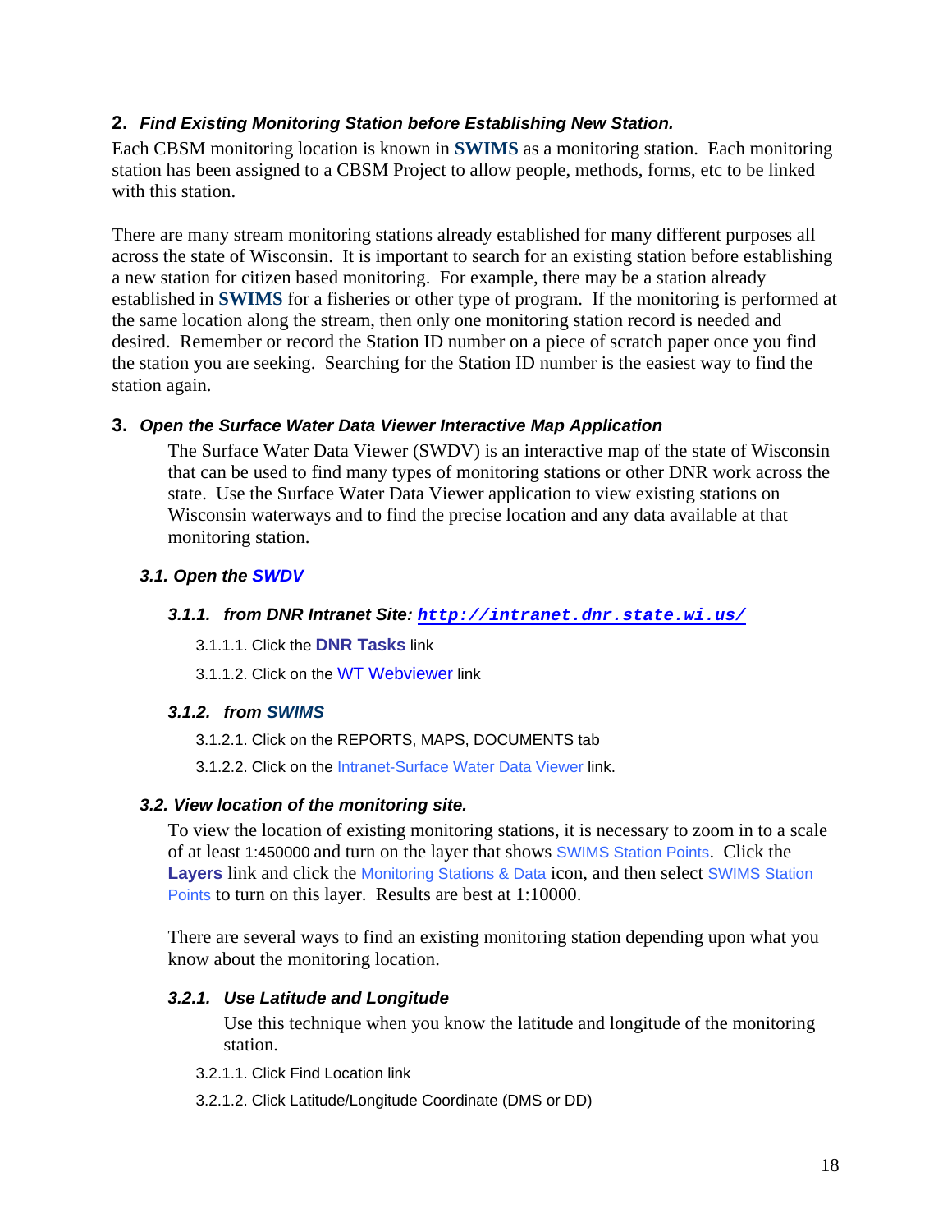## 2. *Find Existing Monitoring Station before Establishing New Station.*

Each CBSM monitoring location is known in **SWIMS** as a monitoring station. Each monitoring station has been assigned to a CBSM Project to allow people, methods, forms, etc to be linked with this station.

There are many stream monitoring stations already established for many different purposes all across the state of Wisconsin. It is important to search for an existing station before establishing a new station for citizen based monitoring. For example, there may be a station already established in **SWIMS** for a fisheries or other type of program. If the monitoring is performed at the same location along the stream, then only one monitoring station record is needed and desired. Remember or record the Station ID number on a piece of scratch paper once you find the station you are seeking. Searching for the Station ID number is the easiest way to find the station again.

## 3. *Open the Surface Water Data Viewer Interactive Map Application*

The Surface Water Data Viewer (SWDV) is an interactive map of the state of Wisconsin that can be used to find many types of monitoring stations or other DNR work across the state. Use the Surface Water Data Viewer application to view existing stations on Wisconsin waterways and to find the precise location and any data available at that monitoring station.

### *3.1. Open the SWDV*

#### *3.1.1. from DNR Intranet Site: http://intranet.dnr.state.wi.us/*

3.1.1.1. Click the **DNR Tasks** link

3.1.1.2. Click on the WT Webviewer link

#### *3.1.2. from SWIMS*

3.1.2.1. Click on the REPORTS, MAPS, DOCUMENTS tab

3.1.2.2. Click on the Intranet-Surface Water Data Viewer link.

### *3.2. View location of the monitoring site.*

To view the location of existing monitoring stations, it is necessary to zoom in to a scale of at least 1:450000 and turn on the layer that shows SWIMS Station Points. Click the **Layers** link and click the Monitoring Stations & Data icon, and then select SWIMS Station Points to turn on this layer. Results are best at 1:10000.

There are several ways to find an existing monitoring station depending upon what you know about the monitoring location.

#### *3.2.1. Use Latitude and Longitude*

Use this technique when you know the latitude and longitude of the monitoring station.

3.2.1.1. Click Find Location link

3.2.1.2. Click Latitude/Longitude Coordinate (DMS or DD)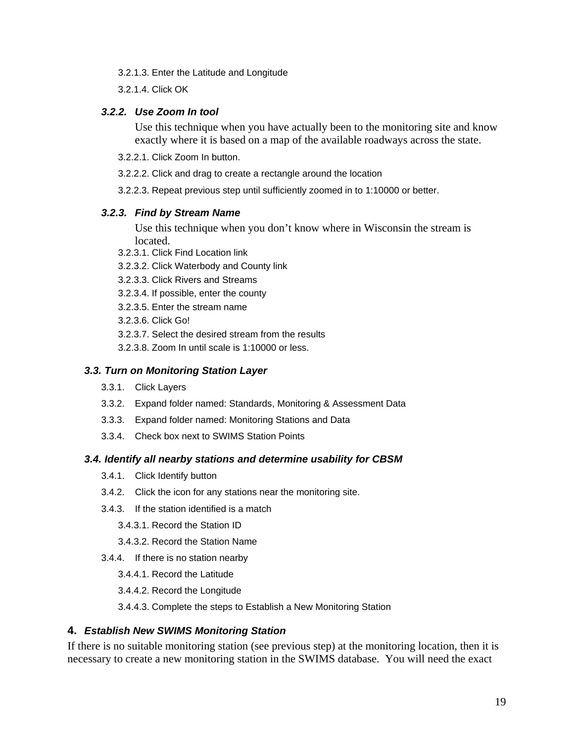3.2.1.3. Enter the Latitude and Longitude

3.2.1.4. Click OK

#### *3.2.2. Use Zoom In tool*

Use this technique when you have actually been to the monitoring site and know exactly where it is based on a map of the available roadways across the state.

3.2.2.1. Click Zoom In button.

3.2.2.2. Click and drag to create a rectangle around the location

3.2.2.3. Repeat previous step until sufficiently zoomed in to 1:10000 or better.

#### *3.2.3. Find by Stream Name*

Use this technique when you don't know where in Wisconsin the stream is located.

3.2.3.1. Click Find Location link

3.2.3.2. Click Waterbody and County link

3.2.3.3. Click Rivers and Streams

3.2.3.4. If possible, enter the county

3.2.3.5. Enter the stream name

3.2.3.6. Click Go!

3.2.3.7. Select the desired stream from the results

3.2.3.8. Zoom In until scale is 1:10000 or less.

### *3.3. Turn on Monitoring Station Layer*

3.3.1. Click Layers

3.3.2. Expand folder named: Standards, Monitoring & Assessment Data

3.3.3. Expand folder named: Monitoring Stations and Data

3.3.4. Check box next to SWIMS Station Points

### *3.4. Identify all nearby stations and determine usability for CBSM*

3.4.1. Click Identify button

3.4.2. Click the icon for any stations near the monitoring site.

3.4.3. If the station identified is a match

3.4.3.1. Record the Station ID

3.4.3.2. Record the Station Name

3.4.4. If there is no station nearby

3.4.4.1. Record the Latitude

3.4.4.2. Record the Longitude

3.4.4.3. Complete the steps to Establish a New Monitoring Station

## 4. *Establish New SWIMS Monitoring Station*

If there is no suitable monitoring station (see previous step) at the monitoring location, then it is necessary to create a new monitoring station in the SWIMS database. You will need the exact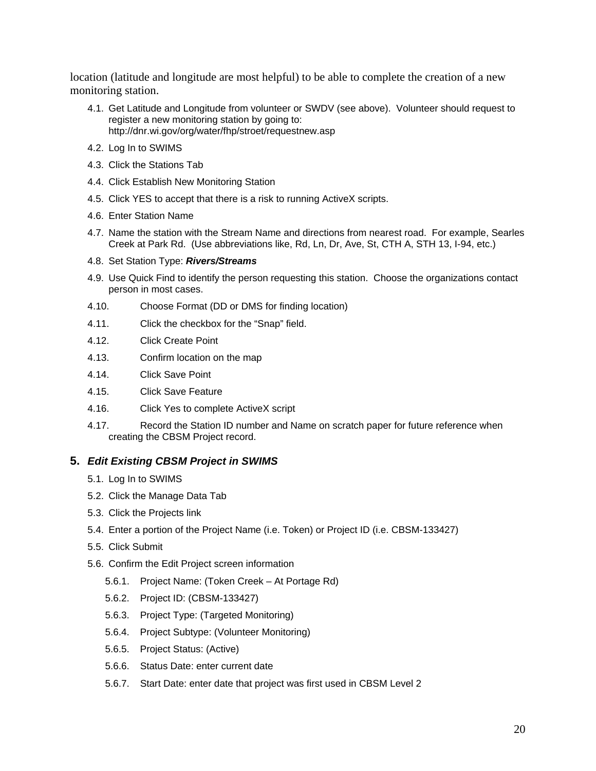location (latitude and longitude are most helpful) to be able to complete the creation of a new monitoring station.

4.1. Get Latitude and Longitude from volunteer or SWDV (see above). Volunteer should request to register a new monitoring station by going to: http://dnr.wi.gov/org/water/fhp/stroet/requestnew.asp

4.2. Log In to SWIMS

4.3. Click the Stations Tab

4.4. Click Establish New Monitoring Station

4.5. Click YES to accept that there is a risk to running ActiveX scripts.

4.6. Enter Station Name

4.7. Name the station with the Stream Name and directions from nearest road. For example, Searles Creek at Park Rd. (Use abbreviations like, Rd, Ln, Dr, Ave, St, CTH A, STH 13, I-94, etc.)

4.8. Set Station Type: ***Rivers/Streams***

4.9. Use Quick Find to identify the person requesting this station. Choose the organizations contact person in most cases.

4.10. Choose Format (DD or DMS for finding location)

4.11. Click the checkbox for the "Snap" field.

4.12. Click Create Point

4.13. Confirm location on the map

4.14. Click Save Point

4.15. Click Save Feature

4.16. Click Yes to complete ActiveX script

4.17. Record the Station ID number and Name on scratch paper for future reference when creating the CBSM Project record.

## 5. *Edit Existing CBSM Project in SWIMS*

5.1. Log In to SWIMS

5.2. Click the Manage Data Tab

5.3. Click the Projects link

5.4. Enter a portion of the Project Name (i.e. Token) or Project ID (i.e. CBSM-133427)

5.5. Click Submit

5.6. Confirm the Edit Project screen information

- 5.6.1. Project Name: (Token Creek – At Portage Rd)
- 5.6.2. Project ID: (CBSM-133427)
- 5.6.3. Project Type: (Targeted Monitoring)
- 5.6.4. Project Subtype: (Volunteer Monitoring)
- 5.6.5. Project Status: (Active)
- 5.6.6. Status Date: enter current date
- 5.6.7. Start Date: enter date that project was first used in CBSM Level 2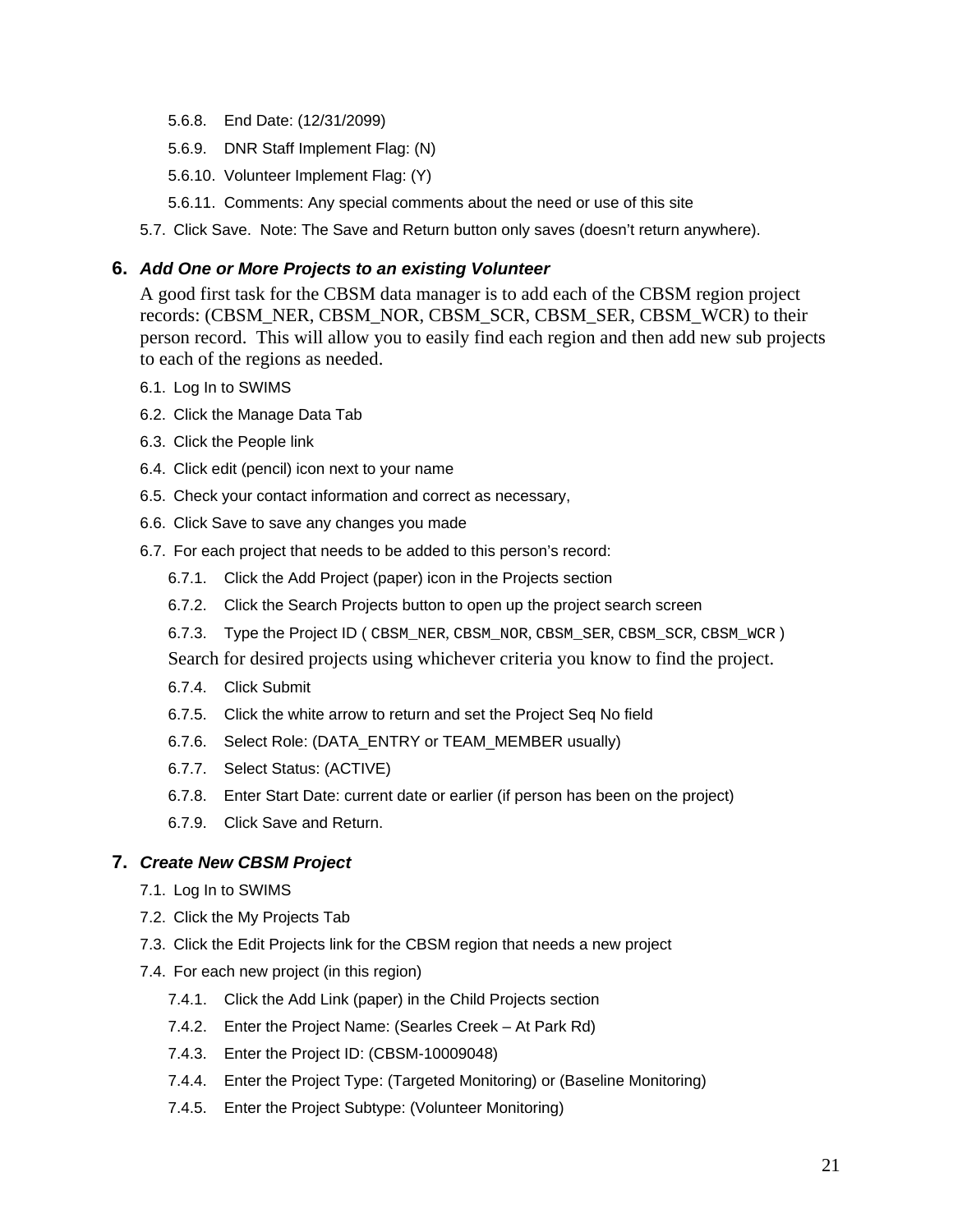5.6.8. End Date: (12/31/2099)

5.6.9. DNR Staff Implement Flag: (N)

5.6.10. Volunteer Implement Flag: (Y)

5.6.11. Comments: Any special comments about the need or use of this site

5.7. Click Save. Note: The Save and Return button only saves (doesn't return anywhere).

## 6. *Add One or More Projects to an existing Volunteer*

A good first task for the CBSM data manager is to add each of the CBSM region project records: (CBSM_NER, CBSM_NOR, CBSM_SCR, CBSM_SER, CBSM_WCR) to their person record. This will allow you to easily find each region and then add new sub projects to each of the regions as needed.

6.1. Log In to SWIMS

6.2. Click the Manage Data Tab

6.3. Click the People link

6.4. Click edit (pencil) icon next to your name

6.5. Check your contact information and correct as necessary,

6.6. Click Save to save any changes you made

6.7. For each project that needs to be added to this person's record:

6.7.1. Click the Add Project (paper) icon in the Projects section

6.7.2. Click the Search Projects button to open up the project search screen

6.7.3. Type the Project ID ( `CBSM_NER`, `CBSM_NOR`, `CBSM_SER`, `CBSM_SCR`, `CBSM_WCR` )

Search for desired projects using whichever criteria you know to find the project.

6.7.4. Click Submit

6.7.5. Click the white arrow to return and set the Project Seq No field

6.7.6. Select Role: (DATA_ENTRY or TEAM_MEMBER usually)

6.7.7. Select Status: (ACTIVE)

6.7.8. Enter Start Date: current date or earlier (if person has been on the project)

6.7.9. Click Save and Return.

## 7. *Create New CBSM Project*

7.1. Log In to SWIMS

7.2. Click the My Projects Tab

7.3. Click the Edit Projects link for the CBSM region that needs a new project

7.4. For each new project (in this region)

7.4.1. Click the Add Link (paper) in the Child Projects section

7.4.2. Enter the Project Name: (Searles Creek – At Park Rd)

7.4.3. Enter the Project ID: (CBSM-10009048)

7.4.4. Enter the Project Type: (Targeted Monitoring) or (Baseline Monitoring)

7.4.5. Enter the Project Subtype: (Volunteer Monitoring)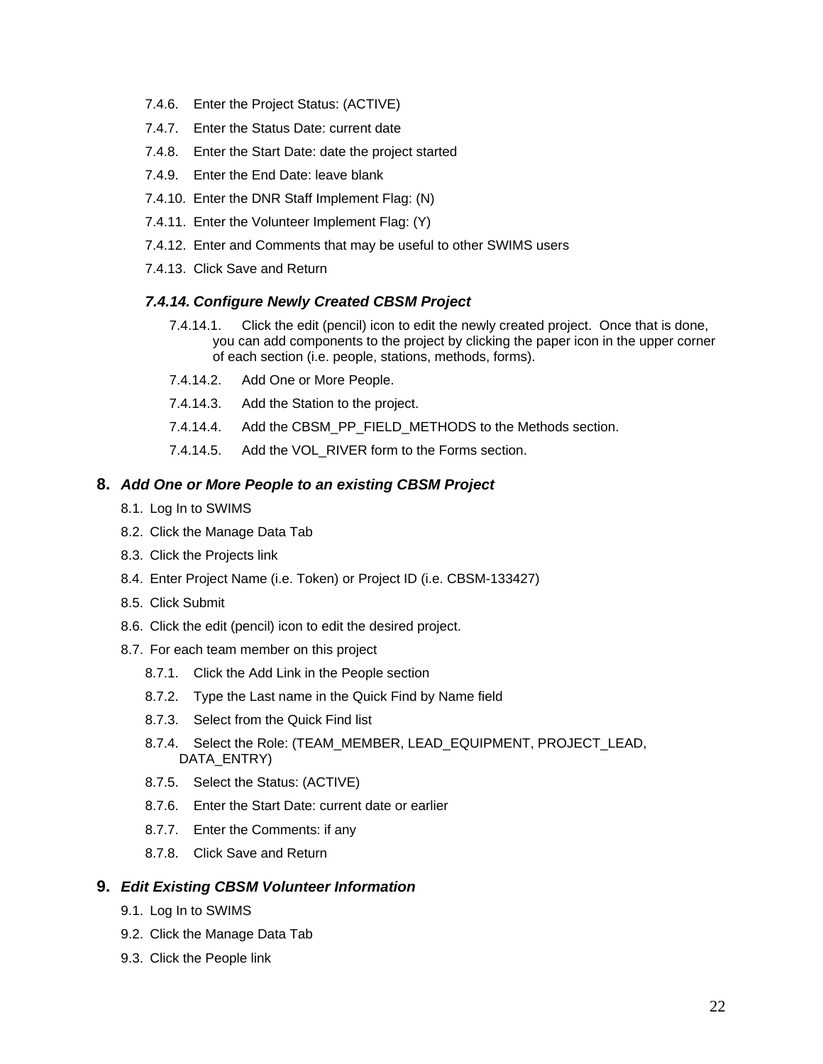7.4.6. Enter the Project Status: (ACTIVE)

7.4.7. Enter the Status Date: current date

7.4.8. Enter the Start Date: date the project started

7.4.9. Enter the End Date: leave blank

7.4.10. Enter the DNR Staff Implement Flag: (N)

7.4.11. Enter the Volunteer Implement Flag: (Y)

7.4.12. Enter and Comments that may be useful to other SWIMS users

7.4.13. Click Save and Return

### *7.4.14. Configure Newly Created CBSM Project*

7.4.14.1. Click the edit (pencil) icon to edit the newly created project. Once that is done, you can add components to the project by clicking the paper icon in the upper corner of each section (i.e. people, stations, methods, forms).

7.4.14.2. Add One or More People.

7.4.14.3. Add the Station to the project.

7.4.14.4. Add the CBSM_PP_FIELD_METHODS to the Methods section.

7.4.14.5. Add the VOL_RIVER form to the Forms section.

## 8. *Add One or More People to an existing CBSM Project*

8.1. Log In to SWIMS

8.2. Click the Manage Data Tab

8.3. Click the Projects link

8.4. Enter Project Name (i.e. Token) or Project ID (i.e. CBSM-133427)

8.5. Click Submit

8.6. Click the edit (pencil) icon to edit the desired project.

8.7. For each team member on this project

8.7.1. Click the Add Link in the People section

8.7.2. Type the Last name in the Quick Find by Name field

8.7.3. Select from the Quick Find list

8.7.4. Select the Role: (TEAM_MEMBER, LEAD_EQUIPMENT, PROJECT_LEAD, DATA_ENTRY)

8.7.5. Select the Status: (ACTIVE)

8.7.6. Enter the Start Date: current date or earlier

8.7.7. Enter the Comments: if any

8.7.8. Click Save and Return

## 9. *Edit Existing CBSM Volunteer Information*

9.1. Log In to SWIMS

9.2. Click the Manage Data Tab

9.3. Click the People link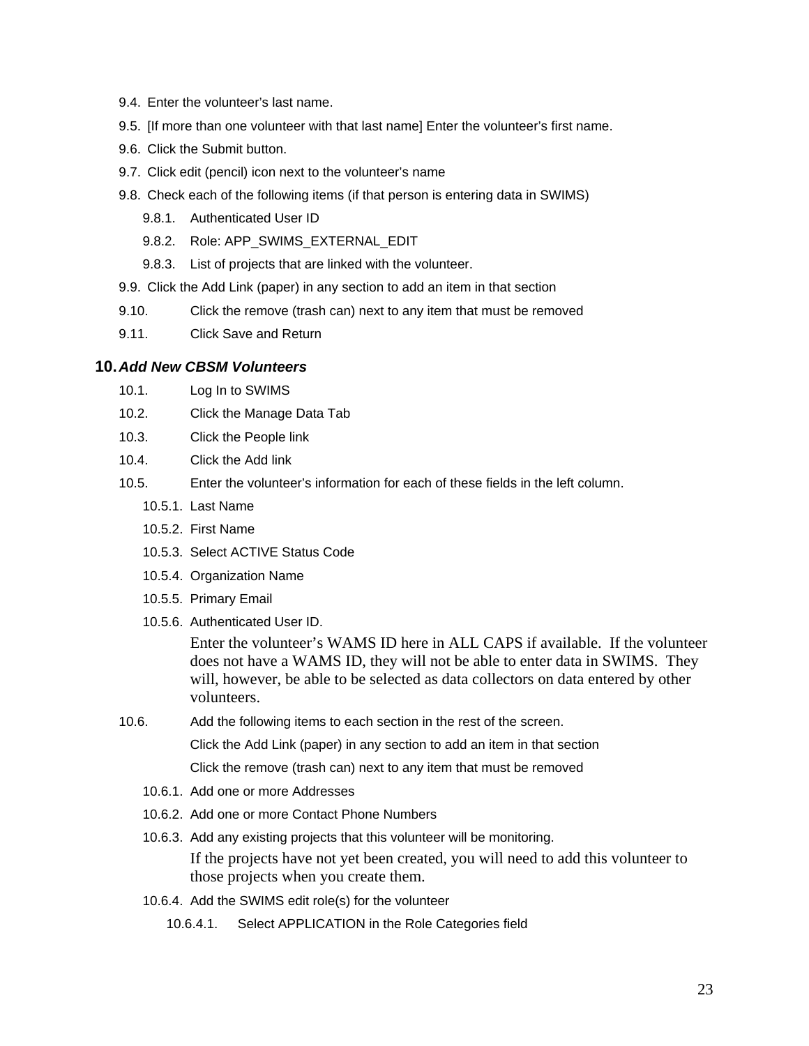9.4. Enter the volunteer's last name.

9.5. [If more than one volunteer with that last name] Enter the volunteer's first name.

9.6. Click the Submit button.

9.7. Click edit (pencil) icon next to the volunteer's name

9.8. Check each of the following items (if that person is entering data in SWIMS)

9.8.1. Authenticated User ID

9.8.2. Role: APP_SWIMS_EXTERNAL_EDIT

9.8.3. List of projects that are linked with the volunteer.

9.9. Click the Add Link (paper) in any section to add an item in that section

9.10. Click the remove (trash can) next to any item that must be removed

9.11. Click Save and Return

## 10. *Add New CBSM Volunteers*

10.1. Log In to SWIMS

10.2. Click the Manage Data Tab

10.3. Click the People link

10.4. Click the Add link

10.5. Enter the volunteer's information for each of these fields in the left column.

10.5.1. Last Name

10.5.2. First Name

10.5.3. Select ACTIVE Status Code

10.5.4. Organization Name

10.5.5. Primary Email

10.5.6. Authenticated User ID.

Enter the volunteer's WAMS ID here in ALL CAPS if available. If the volunteer does not have a WAMS ID, they will not be able to enter data in SWIMS. They will, however, be able to be selected as data collectors on data entered by other volunteers.

10.6. Add the following items to each section in the rest of the screen.

Click the Add Link (paper) in any section to add an item in that section

Click the remove (trash can) next to any item that must be removed

10.6.1. Add one or more Addresses

10.6.2. Add one or more Contact Phone Numbers

10.6.3. Add any existing projects that this volunteer will be monitoring.

If the projects have not yet been created, you will need to add this volunteer to those projects when you create them.

10.6.4. Add the SWIMS edit role(s) for the volunteer

10.6.4.1. Select APPLICATION in the Role Categories field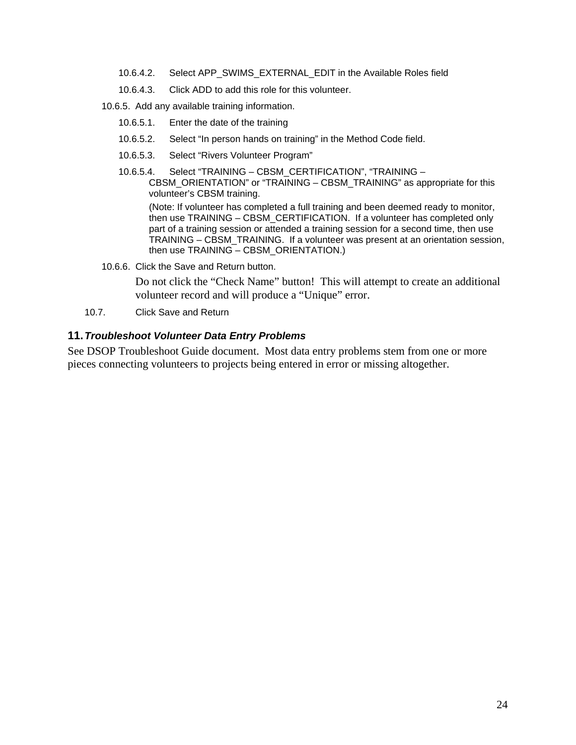10.6.4.2. Select APP_SWIMS_EXTERNAL_EDIT in the Available Roles field

10.6.4.3. Click ADD to add this role for this volunteer.

10.6.5. Add any available training information.

10.6.5.1. Enter the date of the training

10.6.5.2. Select "In person hands on training" in the Method Code field.

10.6.5.3. Select "Rivers Volunteer Program"

10.6.5.4. Select "TRAINING – CBSM_CERTIFICATION", "TRAINING – CBSM_ORIENTATION" or "TRAINING – CBSM_TRAINING" as appropriate for this volunteer's CBSM training.

(Note: If volunteer has completed a full training and been deemed ready to monitor, then use TRAINING – CBSM_CERTIFICATION. If a volunteer has completed only part of a training session or attended a training session for a second time, then use TRAINING – CBSM_TRAINING. If a volunteer was present at an orientation session, then use TRAINING – CBSM_ORIENTATION.)

10.6.6. Click the Save and Return button.

Do not click the "Check Name" button! This will attempt to create an additional volunteer record and will produce a "Unique" error.

10.7. Click Save and Return

## 11. *Troubleshoot Volunteer Data Entry Problems*

See DSOP Troubleshoot Guide document. Most data entry problems stem from one or more pieces connecting volunteers to projects being entered in error or missing altogether.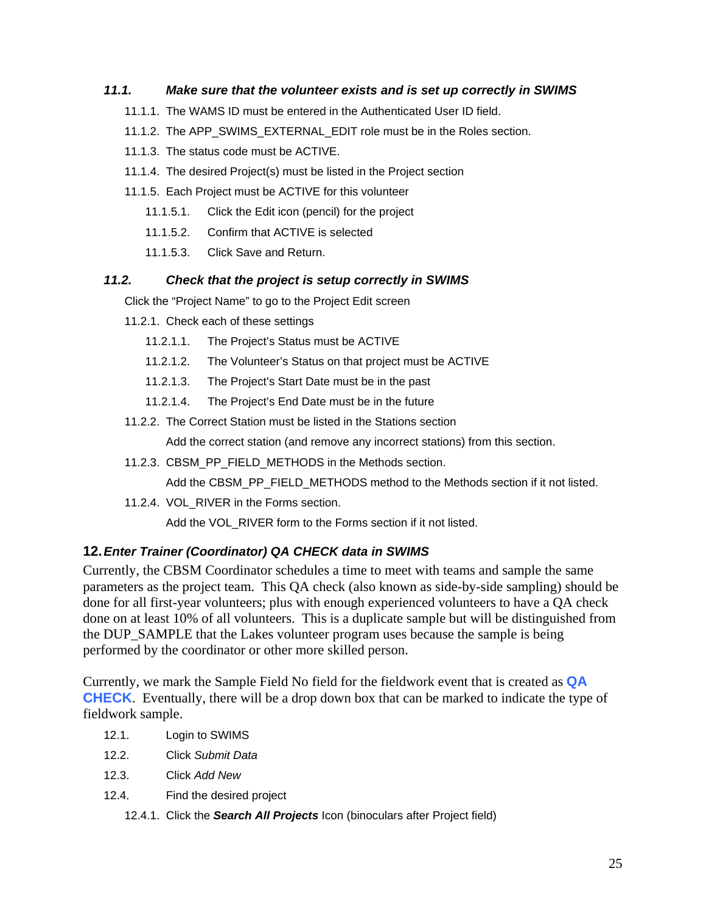### *11.1. Make sure that the volunteer exists and is set up correctly in SWIMS*

11.1.1. The WAMS ID must be entered in the Authenticated User ID field.

11.1.2. The APP_SWIMS_EXTERNAL_EDIT role must be in the Roles section.

11.1.3. The status code must be ACTIVE.

11.1.4. The desired Project(s) must be listed in the Project section

11.1.5. Each Project must be ACTIVE for this volunteer

- 11.1.5.1. Click the Edit icon (pencil) for the project
- 11.1.5.2. Confirm that ACTIVE is selected
- 11.1.5.3. Click Save and Return.

### *11.2. Check that the project is setup correctly in SWIMS*

Click the "Project Name" to go to the Project Edit screen

11.2.1. Check each of these settings

- 11.2.1.1. The Project's Status must be ACTIVE
- 11.2.1.2. The Volunteer's Status on that project must be ACTIVE
- 11.2.1.3. The Project's Start Date must be in the past
- 11.2.1.4. The Project's End Date must be in the future

11.2.2. The Correct Station must be listed in the Stations section

Add the correct station (and remove any incorrect stations) from this section.

11.2.3. CBSM_PP_FIELD_METHODS in the Methods section.

Add the CBSM_PP_FIELD_METHODS method to the Methods section if it not listed.

11.2.4. VOL_RIVER in the Forms section.

Add the VOL_RIVER form to the Forms section if it not listed.

## 12. *Enter Trainer (Coordinator) QA CHECK data in SWIMS*

Currently, the CBSM Coordinator schedules a time to meet with teams and sample the same parameters as the project team. This QA check (also known as side-by-side sampling) should be done for all first-year volunteers; plus with enough experienced volunteers to have a QA check done on at least 10% of all volunteers. This is a duplicate sample but will be distinguished from the DUP_SAMPLE that the Lakes volunteer program uses because the sample is being performed by the coordinator or other more skilled person.

Currently, we mark the Sample Field No field for the fieldwork event that is created as **QA CHECK**. Eventually, there will be a drop down box that can be marked to indicate the type of fieldwork sample.

12.1. Login to SWIMS

12.2. Click *Submit Data*

12.3. Click *Add New*

12.4. Find the desired project

12.4.1. Click the ***Search All Projects*** Icon (binoculars after Project field)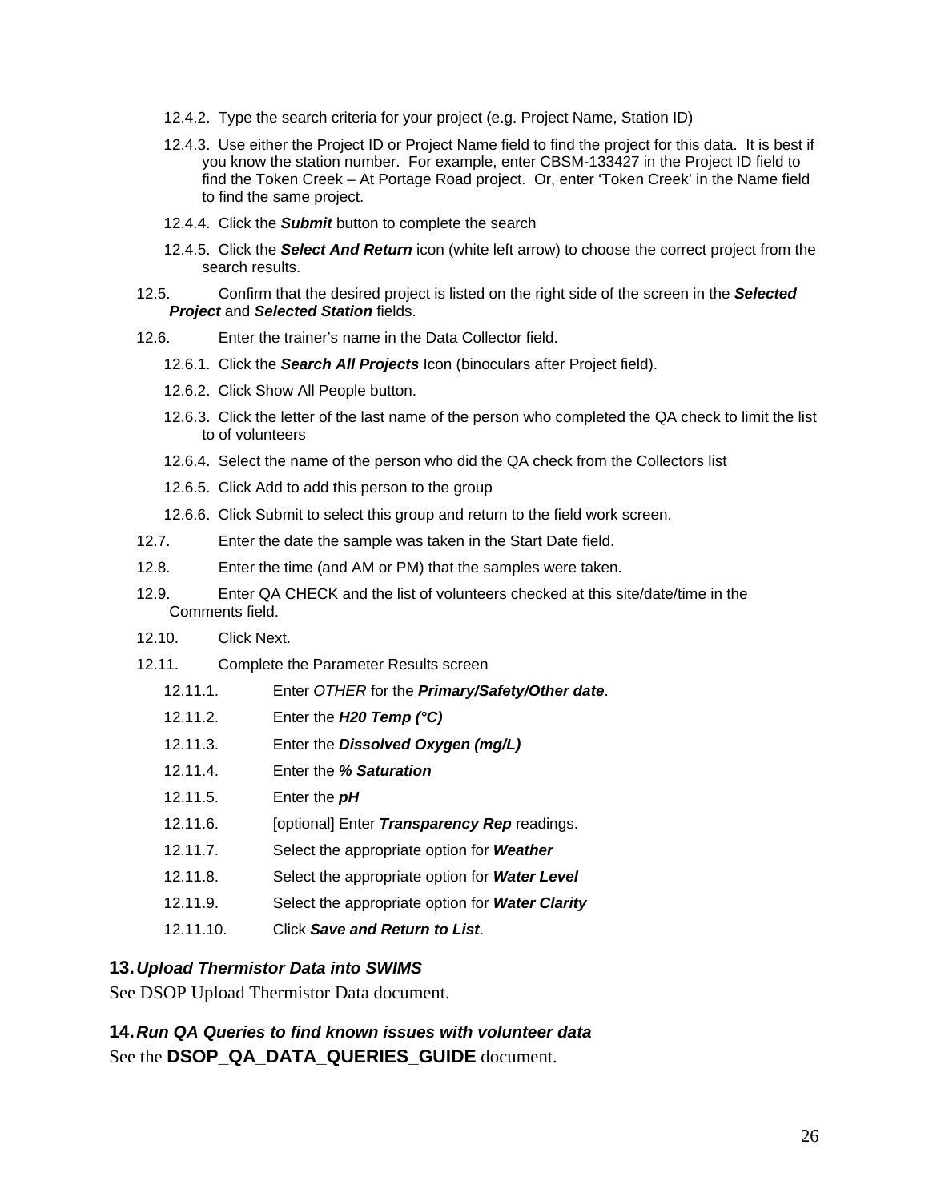12.4.2. Type the search criteria for your project (e.g. Project Name, Station ID)

12.4.3. Use either the Project ID or Project Name field to find the project for this data. It is best if you know the station number. For example, enter CBSM-133427 in the Project ID field to find the Token Creek – At Portage Road project. Or, enter 'Token Creek' in the Name field to find the same project.

12.4.4. Click the ***Submit*** button to complete the search

12.4.5. Click the ***Select And Return*** icon (white left arrow) to choose the correct project from the search results.

12.5. Confirm that the desired project is listed on the right side of the screen in the ***Selected Project*** and ***Selected Station*** fields.

12.6. Enter the trainer's name in the Data Collector field.

12.6.1. Click the ***Search All Projects*** Icon (binoculars after Project field).

12.6.2. Click Show All People button.

12.6.3. Click the letter of the last name of the person who completed the QA check to limit the list to of volunteers

12.6.4. Select the name of the person who did the QA check from the Collectors list

12.6.5. Click Add to add this person to the group

12.6.6. Click Submit to select this group and return to the field work screen.

12.7. Enter the date the sample was taken in the Start Date field.

12.8. Enter the time (and AM or PM) that the samples were taken.

12.9. Enter QA CHECK and the list of volunteers checked at this site/date/time in the Comments field.

12.10. Click Next.

12.11. Complete the Parameter Results screen

12.11.1. Enter *OTHER* for the ***Primary/Safety/Other date***.

12.11.2. Enter the ***H20 Temp (°C)***

12.11.3. Enter the ***Dissolved Oxygen (mg/L)***

12.11.4. Enter the ***% Saturation***

12.11.5. Enter the ***pH***

12.11.6. [optional] Enter ***Transparency Rep*** readings.

12.11.7. Select the appropriate option for ***Weather***

12.11.8. Select the appropriate option for ***Water Level***

12.11.9. Select the appropriate option for ***Water Clarity***

12.11.10. Click ***Save and Return to List***.

## 13. *Upload Thermistor Data into SWIMS*

See DSOP Upload Thermistor Data document.

## 14. *Run QA Queries to find known issues with volunteer data*

See the **DSOP_QA_DATA_QUERIES_GUIDE** document.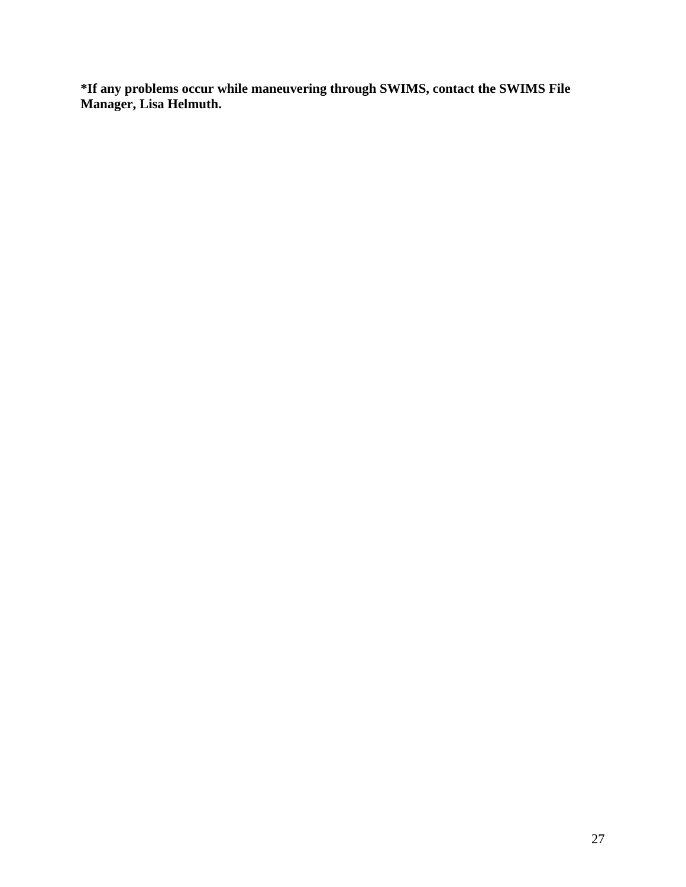**\*If any problems occur while maneuvering through SWIMS, contact the SWIMS File Manager, Lisa Helmuth.**